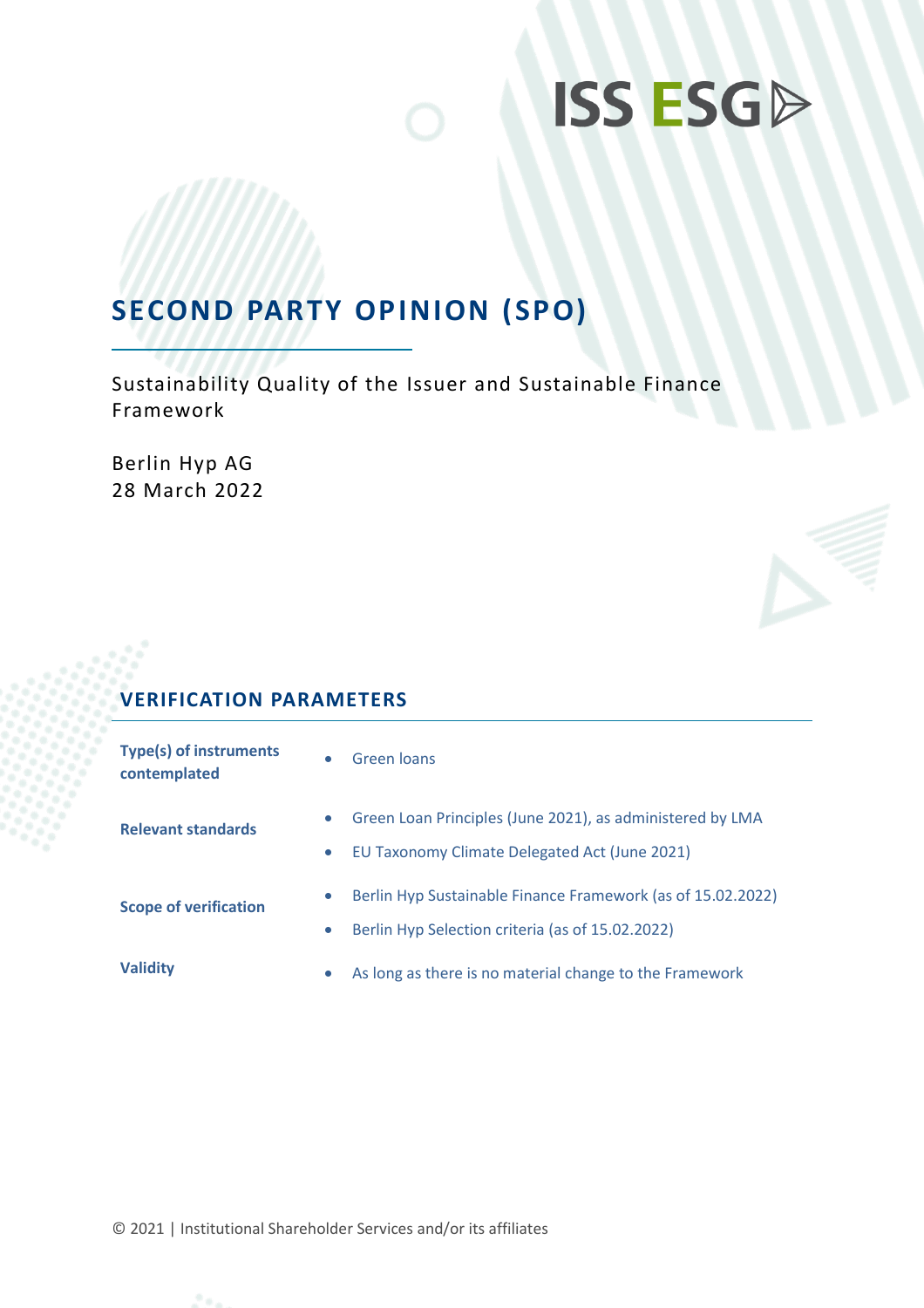ISS ESG

# SECOND PARTY OPINION (SPO)

Sustainability Quality of the Issuer and Sustainable Finance Framework

Berlin Hyp AG
28 March 2022

## VERIFICATION PARAMETERS

| | |
|---|---|
| **Type(s) of instruments contemplated** | • Green loans |
| **Relevant standards** | • Green Loan Principles (June 2021), as administered by LMA<br>• EU Taxonomy Climate Delegated Act (June 2021) |
| **Scope of verification** | • Berlin Hyp Sustainable Finance Framework (as of 15.02.2022)<br>• Berlin Hyp Selection criteria (as of 15.02.2022) |
| **Validity** | • As long as there is no material change to the Framework |

© 2021 | Institutional Shareholder Services and/or its affiliates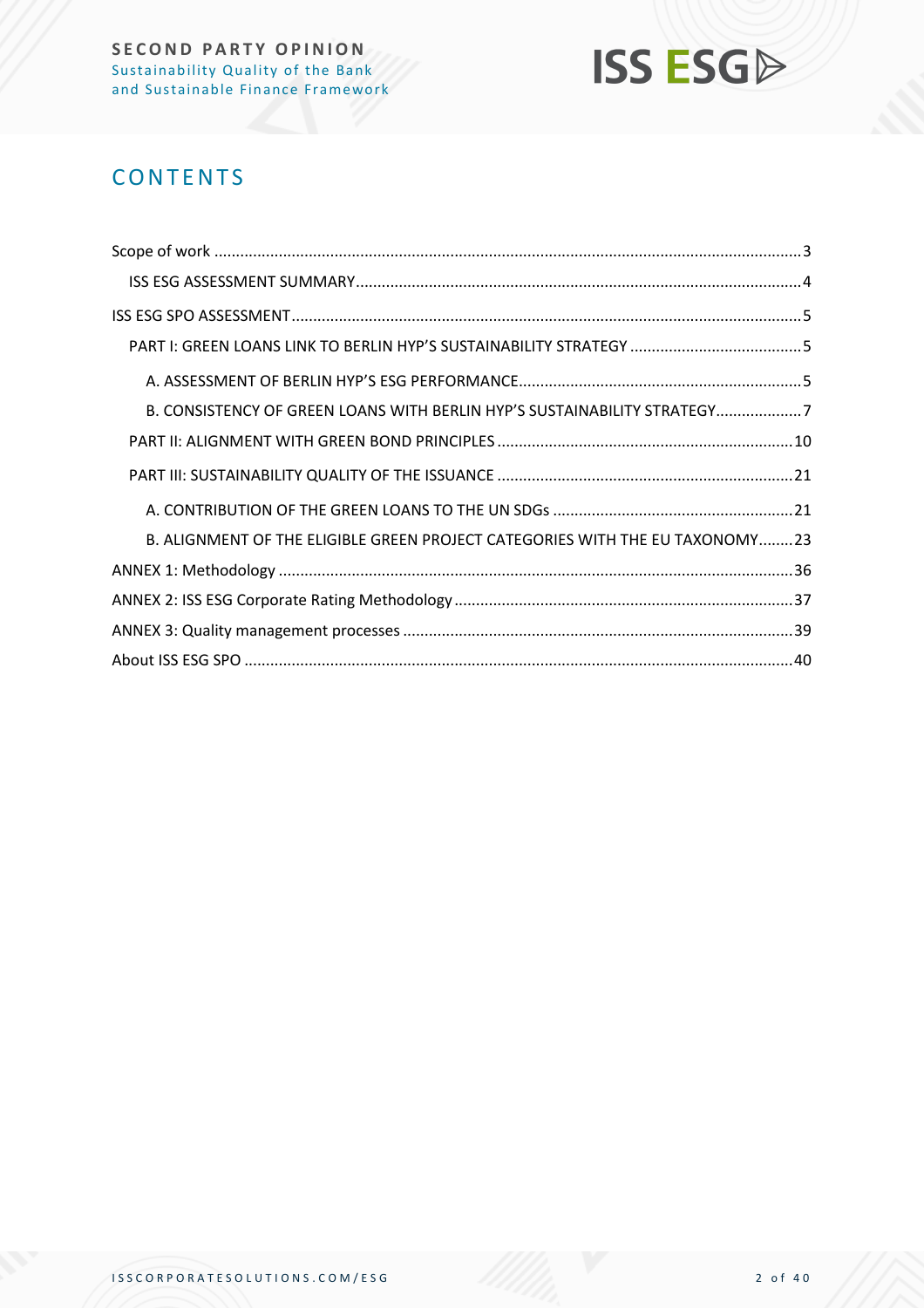# CONTENTS

Scope of work ........................................................................................................................................3

ISS ESG ASSESSMENT SUMMARY ......................................................................................................4

ISS ESG SPO ASSESSMENT ....................................................................................................................5

PART I: GREEN LOANS LINK TO BERLIN HYP'S SUSTAINABILITY STRATEGY .......................................5

A. ASSESSMENT OF BERLIN HYP'S ESG PERFORMANCE ..................................................................5

B. CONSISTENCY OF GREEN LOANS WITH BERLIN HYP'S SUSTAINABILITY STRATEGY ....................7

PART II: ALIGNMENT WITH GREEN BOND PRINCIPLES ....................................................................10

PART III: SUSTAINABILITY QUALITY OF THE ISSUANCE ....................................................................21

A. CONTRIBUTION OF THE GREEN LOANS TO THE UN SDGs ........................................................21

B. ALIGNMENT OF THE ELIGIBLE GREEN PROJECT CATEGORIES WITH THE EU TAXONOMY........23

ANNEX 1: Methodology .......................................................................................................................36

ANNEX 2: ISS ESG Corporate Rating Methodology ..............................................................................37

ANNEX 3: Quality management processes ..........................................................................................39

About ISS ESG SPO ..............................................................................................................................40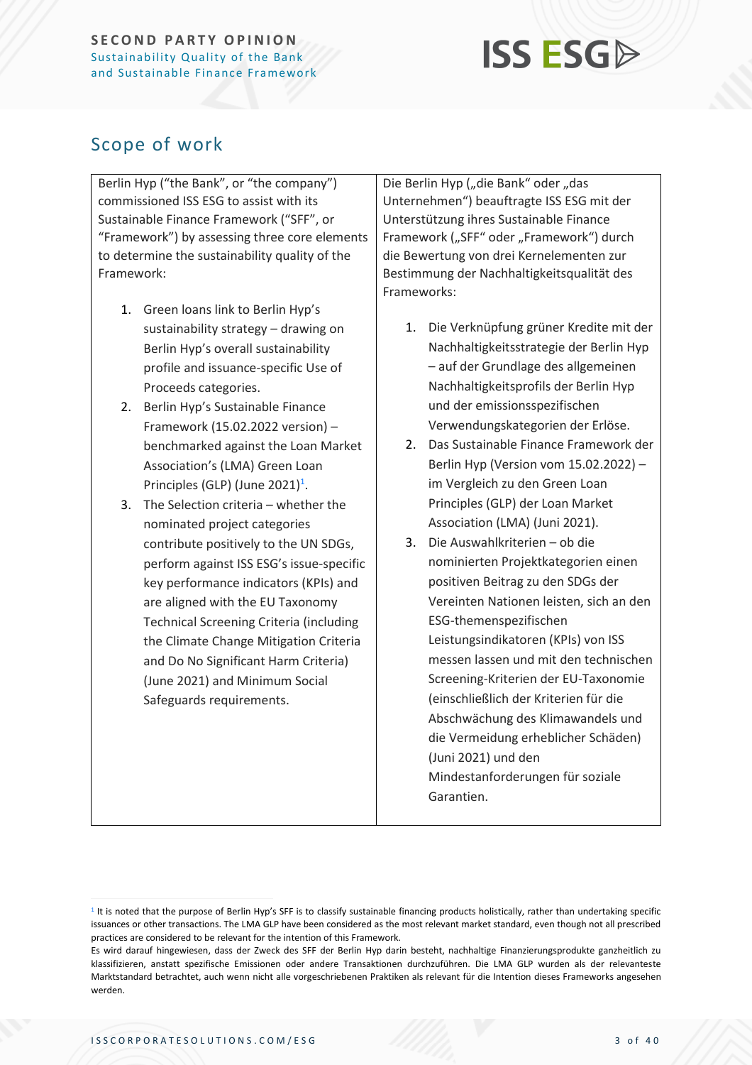## Scope of work

Berlin Hyp ("the Bank", or "the company") commissioned ISS ESG to assist with its Sustainable Finance Framework ("SFF", or "Framework") by assessing three core elements to determine the sustainability quality of the Framework:

1. Green loans link to Berlin Hyp's sustainability strategy – drawing on Berlin Hyp's overall sustainability profile and issuance-specific Use of Proceeds categories.
2. Berlin Hyp's Sustainable Finance Framework (15.02.2022 version) – benchmarked against the Loan Market Association's (LMA) Green Loan Principles (GLP) (June 2021)[1].
3. The Selection criteria – whether the nominated project categories contribute positively to the UN SDGs, perform against ISS ESG's issue-specific key performance indicators (KPIs) and are aligned with the EU Taxonomy Technical Screening Criteria (including the Climate Change Mitigation Criteria and Do No Significant Harm Criteria) (June 2021) and Minimum Social Safeguards requirements.

Die Berlin Hyp („die Bank" oder „das Unternehmen") beauftragte ISS ESG mit der Unterstützung ihres Sustainable Finance Framework („SFF" oder „Framework") durch die Bewertung von drei Kernelementen zur Bestimmung der Nachhaltigkeitsqualität des Frameworks:

1. Die Verknüpfung grüner Kredite mit der Nachhaltigkeitsstrategie der Berlin Hyp – auf der Grundlage des allgemeinen Nachhaltigkeitsprofils der Berlin Hyp und der emissionsspezifischen Verwendungskategorien der Erlöse.
2. Das Sustainable Finance Framework der Berlin Hyp (Version vom 15.02.2022) – im Vergleich zu den Green Loan Principles (GLP) der Loan Market Association (LMA) (Juni 2021).
3. Die Auswahlkriterien – ob die nominierten Projektkategorien einen positiven Beitrag zu den SDGs der Vereinten Nationen leisten, sich an den ESG-themenspezifischen Leistungsindikatoren (KPIs) von ISS messen lassen und mit den technischen Screening-Kriterien der EU-Taxonomie (einschließlich der Kriterien für die Abschwächung des Klimawandels und die Vermeidung erheblicher Schäden) (Juni 2021) und den Mindestanforderungen für soziale Garantien.

---

[1] It is noted that the purpose of Berlin Hyp's SFF is to classify sustainable financing products holistically, rather than undertaking specific issuances or other transactions. The LMA GLP have been considered as the most relevant market standard, even though not all prescribed practices are considered to be relevant for the intention of this Framework.

Es wird darauf hingewiesen, dass der Zweck des SFF der Berlin Hyp darin besteht, nachhaltige Finanzierungsprodukte ganzheitlich zu klassifizieren, anstatt spezifische Emissionen oder andere Transaktionen durchzuführen. Die LMA GLP wurden als der relevanteste Marktstandard betrachtet, auch wenn nicht alle vorgeschriebenen Praktiken als relevant für die Intention dieses Frameworks angesehen werden.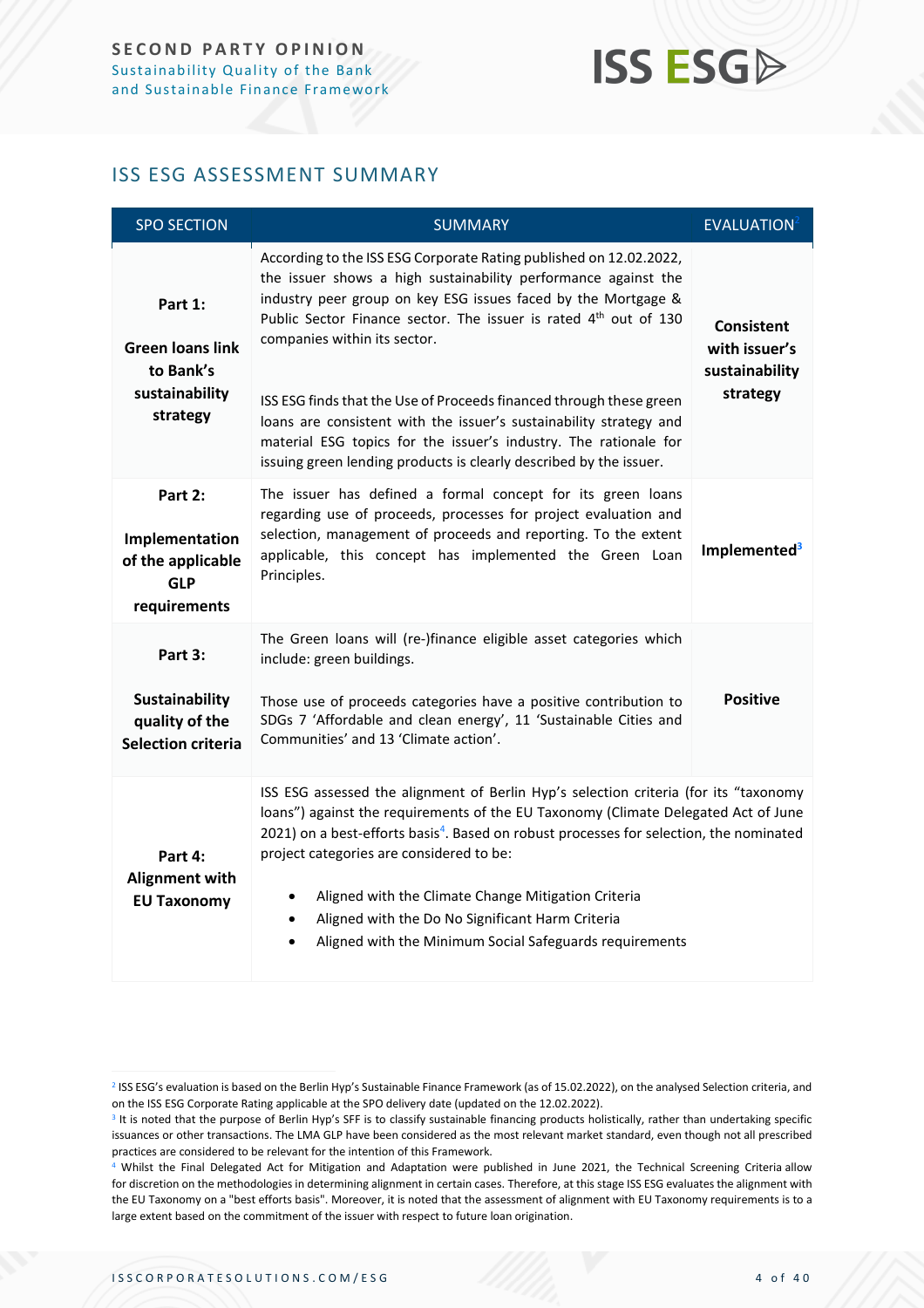## ISS ESG ASSESSMENT SUMMARY

| SPO SECTION | SUMMARY | EVALUATION[2] |
|---|---|---|
| **Part 1: Green loans link to Bank's sustainability strategy** | According to the ISS ESG Corporate Rating published on 12.02.2022, the issuer shows a high sustainability performance against the industry peer group on key ESG issues faced by the Mortgage & Public Sector Finance sector. The issuer is rated 4th out of 130 companies within its sector.<br><br>ISS ESG finds that the Use of Proceeds financed through these green loans are consistent with the issuer's sustainability strategy and material ESG topics for the issuer's industry. The rationale for issuing green lending products is clearly described by the issuer. | **Consistent with issuer's sustainability strategy** |
| **Part 2: Implementation of the applicable GLP requirements** | The issuer has defined a formal concept for its green loans regarding use of proceeds, processes for project evaluation and selection, management of proceeds and reporting. To the extent applicable, this concept has implemented the Green Loan Principles. | **Implemented**[3] |
| **Part 3: Sustainability quality of the Selection criteria** | The Green loans will (re-)finance eligible asset categories which include: green buildings.<br><br>Those use of proceeds categories have a positive contribution to SDGs 7 'Affordable and clean energy', 11 'Sustainable Cities and Communities' and 13 'Climate action'. | **Positive** |
| **Part 4: Alignment with EU Taxonomy** | ISS ESG assessed the alignment of Berlin Hyp's selection criteria (for its "taxonomy loans") against the requirements of the EU Taxonomy (Climate Delegated Act of June 2021) on a best-efforts basis[4]. Based on robust processes for selection, the nominated project categories are considered to be:<br>• Aligned with the Climate Change Mitigation Criteria<br>• Aligned with the Do No Significant Harm Criteria<br>• Aligned with the Minimum Social Safeguards requirements | |

[2] ISS ESG's evaluation is based on the Berlin Hyp's Sustainable Finance Framework (as of 15.02.2022), on the analysed Selection criteria, and on the ISS ESG Corporate Rating applicable at the SPO delivery date (updated on the 12.02.2022).

[3] It is noted that the purpose of Berlin Hyp's SFF is to classify sustainable financing products holistically, rather than undertaking specific issuances or other transactions. The LMA GLP have been considered as the most relevant market standard, even though not all prescribed practices are considered to be relevant for the intention of this Framework.

[4] Whilst the Final Delegated Act for Mitigation and Adaptation were published in June 2021, the Technical Screening Criteria allow for discretion on the methodologies in determining alignment in certain cases. Therefore, at this stage ISS ESG evaluates the alignment with the EU Taxonomy on a "best efforts basis". Moreover, it is noted that the assessment of alignment with EU Taxonomy requirements is to a large extent based on the commitment of the issuer with respect to future loan origination.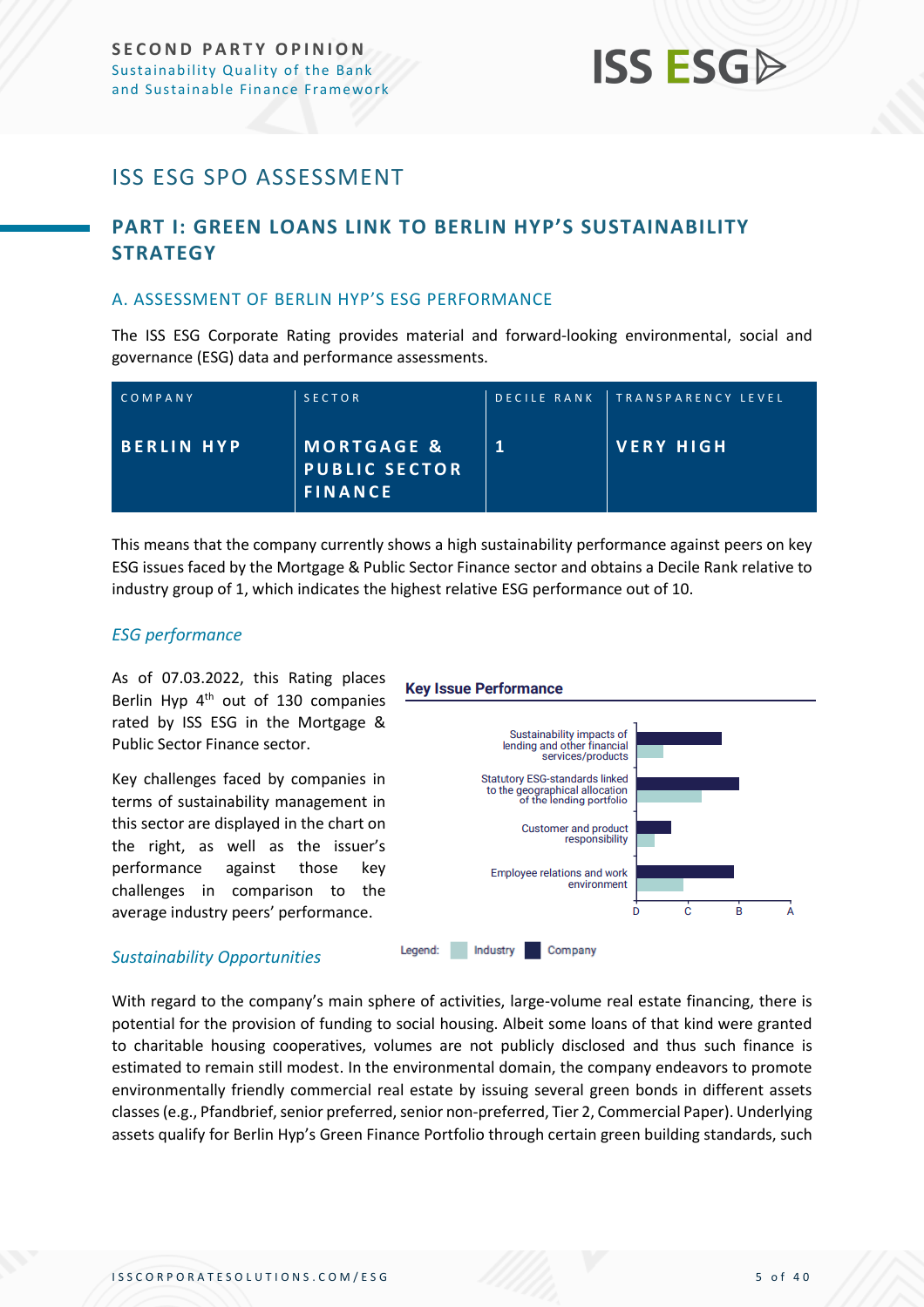# ISS ESG SPO ASSESSMENT

## PART I: GREEN LOANS LINK TO BERLIN HYP'S SUSTAINABILITY STRATEGY

### A. ASSESSMENT OF BERLIN HYP'S ESG PERFORMANCE

The ISS ESG Corporate Rating provides material and forward-looking environmental, social and governance (ESG) data and performance assessments.

| COMPANY | SECTOR | DECILE RANK | TRANSPARENCY LEVEL |
|---|---|---|---|
| BERLIN HYP | MORTGAGE & PUBLIC SECTOR FINANCE | 1 | VERY HIGH |

This means that the company currently shows a high sustainability performance against peers on key ESG issues faced by the Mortgage & Public Sector Finance sector and obtains a Decile Rank relative to industry group of 1, which indicates the highest relative ESG performance out of 10.

#### *ESG performance*

As of 07.03.2022, this Rating places Berlin Hyp 4th out of 130 companies rated by ISS ESG in the Mortgage & Public Sector Finance sector.

Key challenges faced by companies in terms of sustainability management in this sector are displayed in the chart on the right, as well as the issuer's performance against those key challenges in comparison to the average industry peers' performance.

**Key Issue Performance**

- Sustainability impacts of lending and other financial services/products
- Statutory ESG-standards linked to the geographical allocation of the lending portfolio
- Customer and product responsibility
- Employee relations and work environment

Scale: D, C, B, A

Legend: Industry, Company

#### *Sustainability Opportunities*

With regard to the company's main sphere of activities, large-volume real estate financing, there is potential for the provision of funding to social housing. Albeit some loans of that kind were granted to charitable housing cooperatives, volumes are not publicly disclosed and thus such finance is estimated to remain still modest. In the environmental domain, the company endeavors to promote environmentally friendly commercial real estate by issuing several green bonds in different assets classes (e.g., Pfandbrief, senior preferred, senior non-preferred, Tier 2, Commercial Paper). Underlying assets qualify for Berlin Hyp's Green Finance Portfolio through certain green building standards, such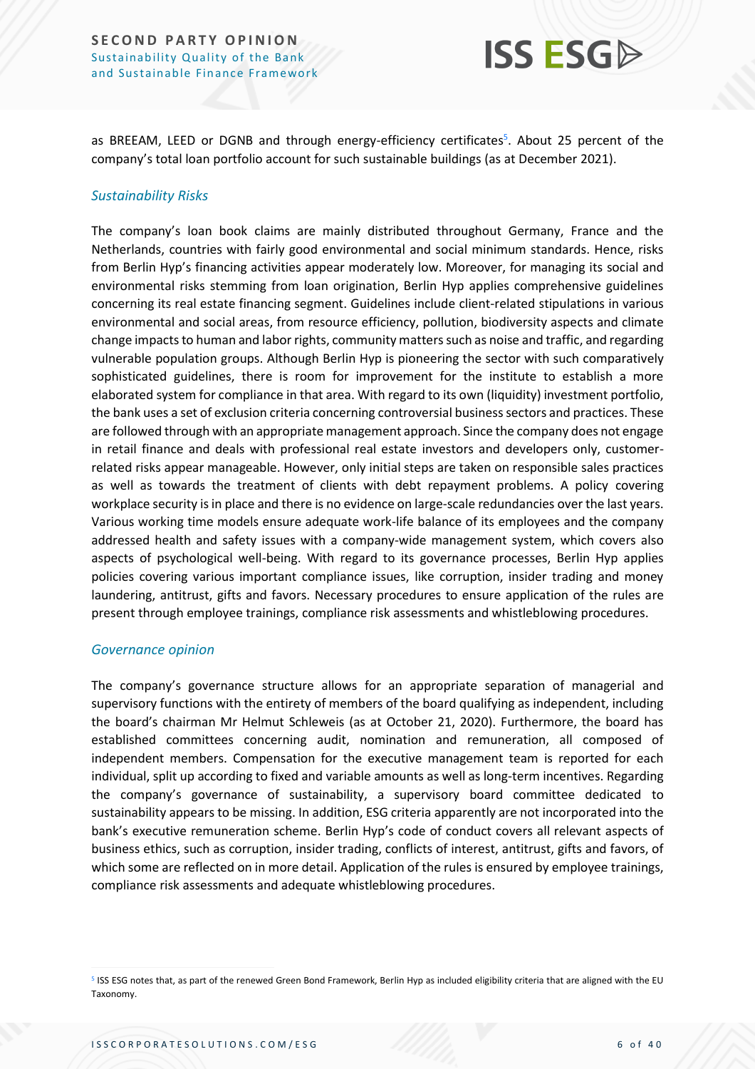as BREEAM, LEED or DGNB and through energy-efficiency certificates[5]. About 25 percent of the company's total loan portfolio account for such sustainable buildings (as at December 2021).

### *Sustainability Risks*

The company's loan book claims are mainly distributed throughout Germany, France and the Netherlands, countries with fairly good environmental and social minimum standards. Hence, risks from Berlin Hyp's financing activities appear moderately low. Moreover, for managing its social and environmental risks stemming from loan origination, Berlin Hyp applies comprehensive guidelines concerning its real estate financing segment. Guidelines include client-related stipulations in various environmental and social areas, from resource efficiency, pollution, biodiversity aspects and climate change impacts to human and labor rights, community matters such as noise and traffic, and regarding vulnerable population groups. Although Berlin Hyp is pioneering the sector with such comparatively sophisticated guidelines, there is room for improvement for the institute to establish a more elaborated system for compliance in that area. With regard to its own (liquidity) investment portfolio, the bank uses a set of exclusion criteria concerning controversial business sectors and practices. These are followed through with an appropriate management approach. Since the company does not engage in retail finance and deals with professional real estate investors and developers only, customer-related risks appear manageable. However, only initial steps are taken on responsible sales practices as well as towards the treatment of clients with debt repayment problems. A policy covering workplace security is in place and there is no evidence on large-scale redundancies over the last years. Various working time models ensure adequate work-life balance of its employees and the company addressed health and safety issues with a company-wide management system, which covers also aspects of psychological well-being. With regard to its governance processes, Berlin Hyp applies policies covering various important compliance issues, like corruption, insider trading and money laundering, antitrust, gifts and favors. Necessary procedures to ensure application of the rules are present through employee trainings, compliance risk assessments and whistleblowing procedures.

### *Governance opinion*

The company's governance structure allows for an appropriate separation of managerial and supervisory functions with the entirety of members of the board qualifying as independent, including the board's chairman Mr Helmut Schleweis (as at October 21, 2020). Furthermore, the board has established committees concerning audit, nomination and remuneration, all composed of independent members. Compensation for the executive management team is reported for each individual, split up according to fixed and variable amounts as well as long-term incentives. Regarding the company's governance of sustainability, a supervisory board committee dedicated to sustainability appears to be missing. In addition, ESG criteria apparently are not incorporated into the bank's executive remuneration scheme. Berlin Hyp's code of conduct covers all relevant aspects of business ethics, such as corruption, insider trading, conflicts of interest, antitrust, gifts and favors, of which some are reflected on in more detail. Application of the rules is ensured by employee trainings, compliance risk assessments and adequate whistleblowing procedures.

[5] ISS ESG notes that, as part of the renewed Green Bond Framework, Berlin Hyp as included eligibility criteria that are aligned with the EU Taxonomy.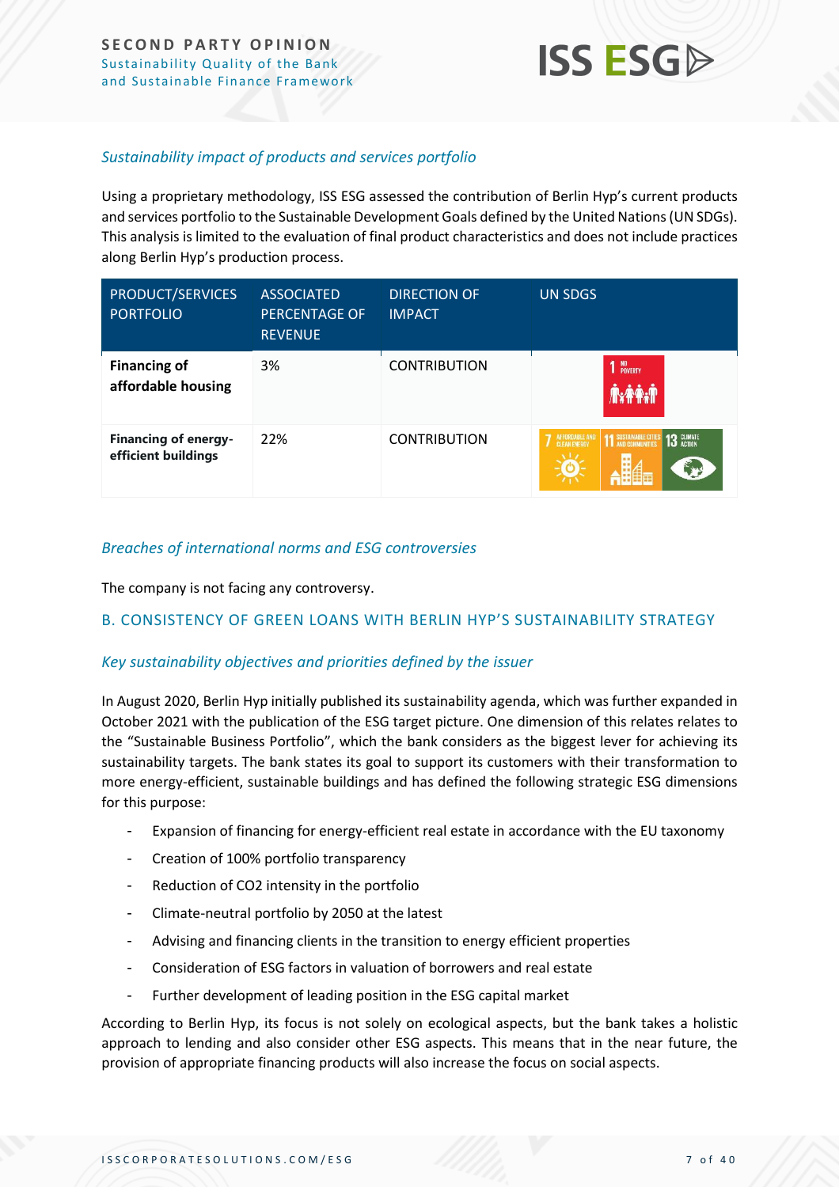### *Sustainability impact of products and services portfolio*

Using a proprietary methodology, ISS ESG assessed the contribution of Berlin Hyp's current products and services portfolio to the Sustainable Development Goals defined by the United Nations (UN SDGs). This analysis is limited to the evaluation of final product characteristics and does not include practices along Berlin Hyp's production process.

| PRODUCT/SERVICES PORTFOLIO | ASSOCIATED PERCENTAGE OF REVENUE | DIRECTION OF IMPACT | UN SDGS |
|---|---|---|---|
| **Financing of affordable housing** | 3% | CONTRIBUTION | 1 NO POVERTY |
| **Financing of energy-efficient buildings** | 22% | CONTRIBUTION | 7 AFFORDABLE AND CLEAN ENERGY, 11 SUSTAINABLE CITIES AND COMMUNITIES, 13 CLIMATE ACTION |

### *Breaches of international norms and ESG controversies*

The company is not facing any controversy.

## B. CONSISTENCY OF GREEN LOANS WITH BERLIN HYP'S SUSTAINABILITY STRATEGY

### *Key sustainability objectives and priorities defined by the issuer*

In August 2020, Berlin Hyp initially published its sustainability agenda, which was further expanded in October 2021 with the publication of the ESG target picture. One dimension of this relates relates to the "Sustainable Business Portfolio", which the bank considers as the biggest lever for achieving its sustainability targets. The bank states its goal to support its customers with their transformation to more energy-efficient, sustainable buildings and has defined the following strategic ESG dimensions for this purpose:

- Expansion of financing for energy-efficient real estate in accordance with the EU taxonomy
- Creation of 100% portfolio transparency
- Reduction of CO2 intensity in the portfolio
- Climate-neutral portfolio by 2050 at the latest
- Advising and financing clients in the transition to energy efficient properties
- Consideration of ESG factors in valuation of borrowers and real estate
- Further development of leading position in the ESG capital market

According to Berlin Hyp, its focus is not solely on ecological aspects, but the bank takes a holistic approach to lending and also consider other ESG aspects. This means that in the near future, the provision of appropriate financing products will also increase the focus on social aspects.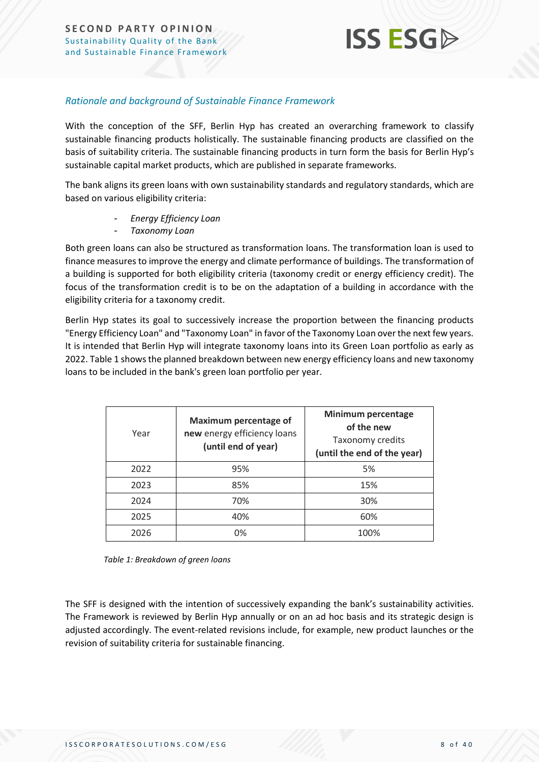### *Rationale and background of Sustainable Finance Framework*

With the conception of the SFF, Berlin Hyp has created an overarching framework to classify sustainable financing products holistically. The sustainable financing products are classified on the basis of suitability criteria. The sustainable financing products in turn form the basis for Berlin Hyp's sustainable capital market products, which are published in separate frameworks.

The bank aligns its green loans with own sustainability standards and regulatory standards, which are based on various eligibility criteria:

- *Energy Efficiency Loan*
- *Taxonomy Loan*

Both green loans can also be structured as transformation loans. The transformation loan is used to finance measures to improve the energy and climate performance of buildings. The transformation of a building is supported for both eligibility criteria (taxonomy credit or energy efficiency credit). The focus of the transformation credit is to be on the adaptation of a building in accordance with the eligibility criteria for a taxonomy credit.

Berlin Hyp states its goal to successively increase the proportion between the financing products "Energy Efficiency Loan" and "Taxonomy Loan" in favor of the Taxonomy Loan over the next few years. It is intended that Berlin Hyp will integrate taxonomy loans into its Green Loan portfolio as early as 2022. Table 1 shows the planned breakdown between new energy efficiency loans and new taxonomy loans to be included in the bank's green loan portfolio per year.

| Year | **Maximum percentage of new** energy efficiency loans **(until end of year)** | **Minimum percentage of the new** Taxonomy credits **(until the end of the year)** |
|---|---|---|
| 2022 | 95% | 5% |
| 2023 | 85% | 15% |
| 2024 | 70% | 30% |
| 2025 | 40% | 60% |
| 2026 | 0% | 100% |

*Table 1: Breakdown of green loans*

The SFF is designed with the intention of successively expanding the bank's sustainability activities. The Framework is reviewed by Berlin Hyp annually or on an ad hoc basis and its strategic design is adjusted accordingly. The event-related revisions include, for example, new product launches or the revision of suitability criteria for sustainable financing.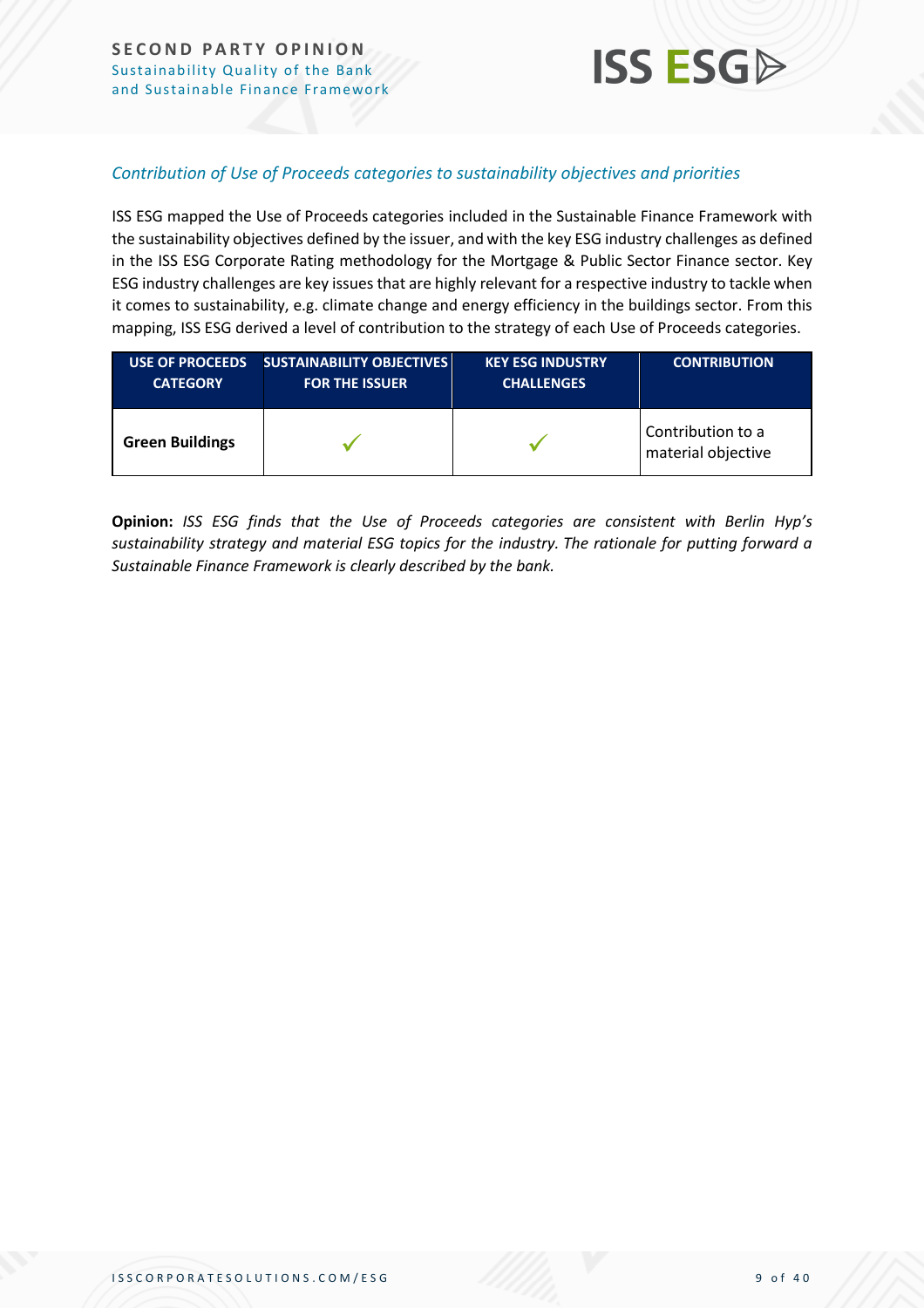### *Contribution of Use of Proceeds categories to sustainability objectives and priorities*

ISS ESG mapped the Use of Proceeds categories included in the Sustainable Finance Framework with the sustainability objectives defined by the issuer, and with the key ESG industry challenges as defined in the ISS ESG Corporate Rating methodology for the Mortgage & Public Sector Finance sector. Key ESG industry challenges are key issues that are highly relevant for a respective industry to tackle when it comes to sustainability, e.g. climate change and energy efficiency in the buildings sector. From this mapping, ISS ESG derived a level of contribution to the strategy of each Use of Proceeds categories.

| USE OF PROCEEDS CATEGORY | SUSTAINABILITY OBJECTIVES FOR THE ISSUER | KEY ESG INDUSTRY CHALLENGES | CONTRIBUTION |
|---|---|---|---|
| **Green Buildings** | ✓ | ✓ | Contribution to a material objective |

**Opinion:** *ISS ESG finds that the Use of Proceeds categories are consistent with Berlin Hyp's sustainability strategy and material ESG topics for the industry. The rationale for putting forward a Sustainable Finance Framework is clearly described by the bank.*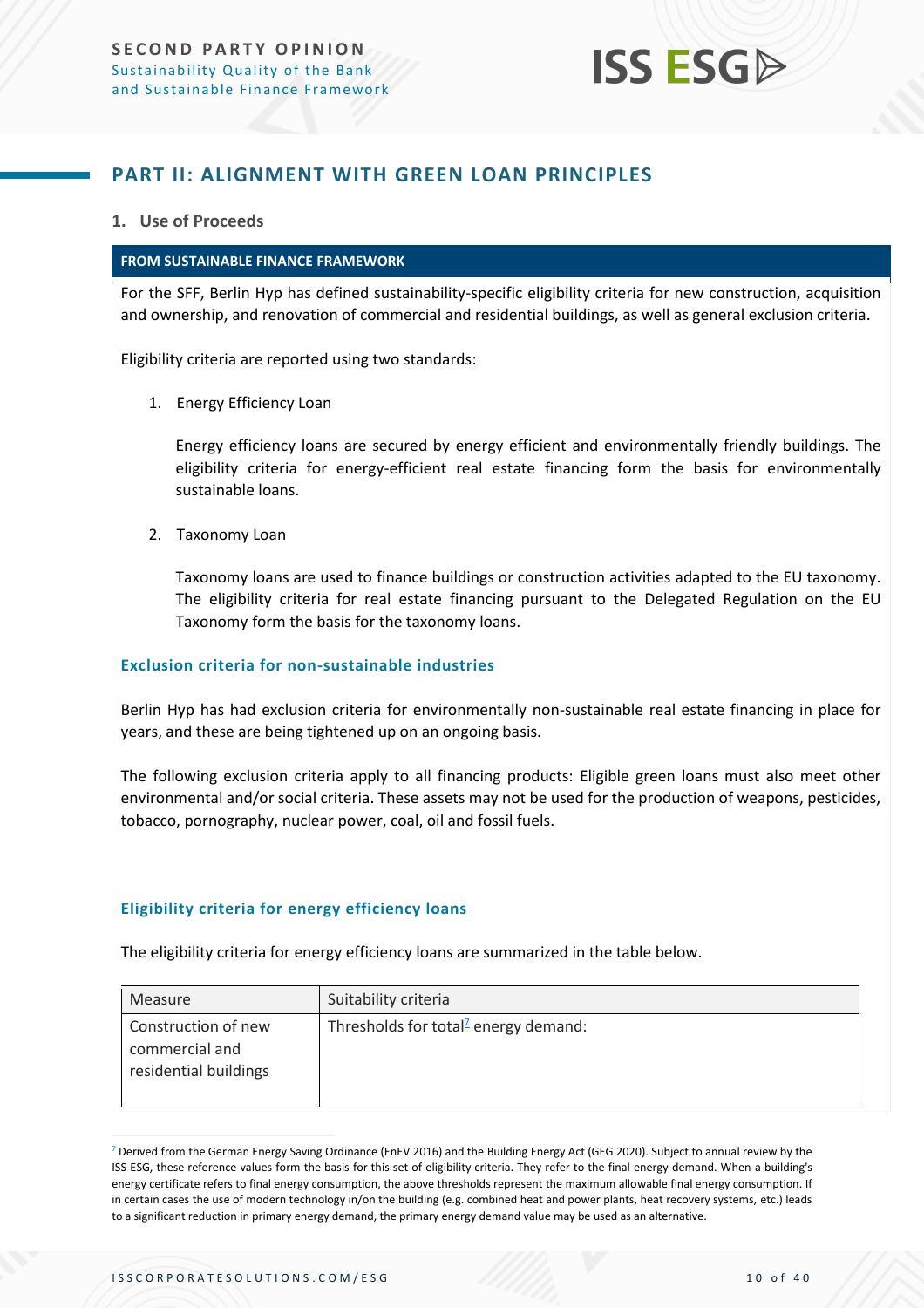## PART II: ALIGNMENT WITH GREEN LOAN PRINCIPLES

### 1. Use of Proceeds

**FROM SUSTAINABLE FINANCE FRAMEWORK**

For the SFF, Berlin Hyp has defined sustainability-specific eligibility criteria for new construction, acquisition and ownership, and renovation of commercial and residential buildings, as well as general exclusion criteria.

Eligibility criteria are reported using two standards:

1. Energy Efficiency Loan

   Energy efficiency loans are secured by energy efficient and environmentally friendly buildings. The eligibility criteria for energy-efficient real estate financing form the basis for environmentally sustainable loans.

2. Taxonomy Loan

   Taxonomy loans are used to finance buildings or construction activities adapted to the EU taxonomy. The eligibility criteria for real estate financing pursuant to the Delegated Regulation on the EU Taxonomy form the basis for the taxonomy loans.

#### Exclusion criteria for non-sustainable industries

Berlin Hyp has had exclusion criteria for environmentally non-sustainable real estate financing in place for years, and these are being tightened up on an ongoing basis.

The following exclusion criteria apply to all financing products: Eligible green loans must also meet other environmental and/or social criteria. These assets may not be used for the production of weapons, pesticides, tobacco, pornography, nuclear power, coal, oil and fossil fuels.

#### Eligibility criteria for energy efficiency loans

The eligibility criteria for energy efficiency loans are summarized in the table below.

| Measure | Suitability criteria |
|---|---|
| Construction of new commercial and residential buildings | Thresholds for total[7] energy demand: |

[7] Derived from the German Energy Saving Ordinance (EnEV 2016) and the Building Energy Act (GEG 2020). Subject to annual review by the ISS-ESG, these reference values form the basis for this set of eligibility criteria. They refer to the final energy demand. When a building's energy certificate refers to final energy consumption, the above thresholds represent the maximum allowable final energy consumption. If in certain cases the use of modern technology in/on the building (e.g. combined heat and power plants, heat recovery systems, etc.) leads to a significant reduction in primary energy demand, the primary energy demand value may be used as an alternative.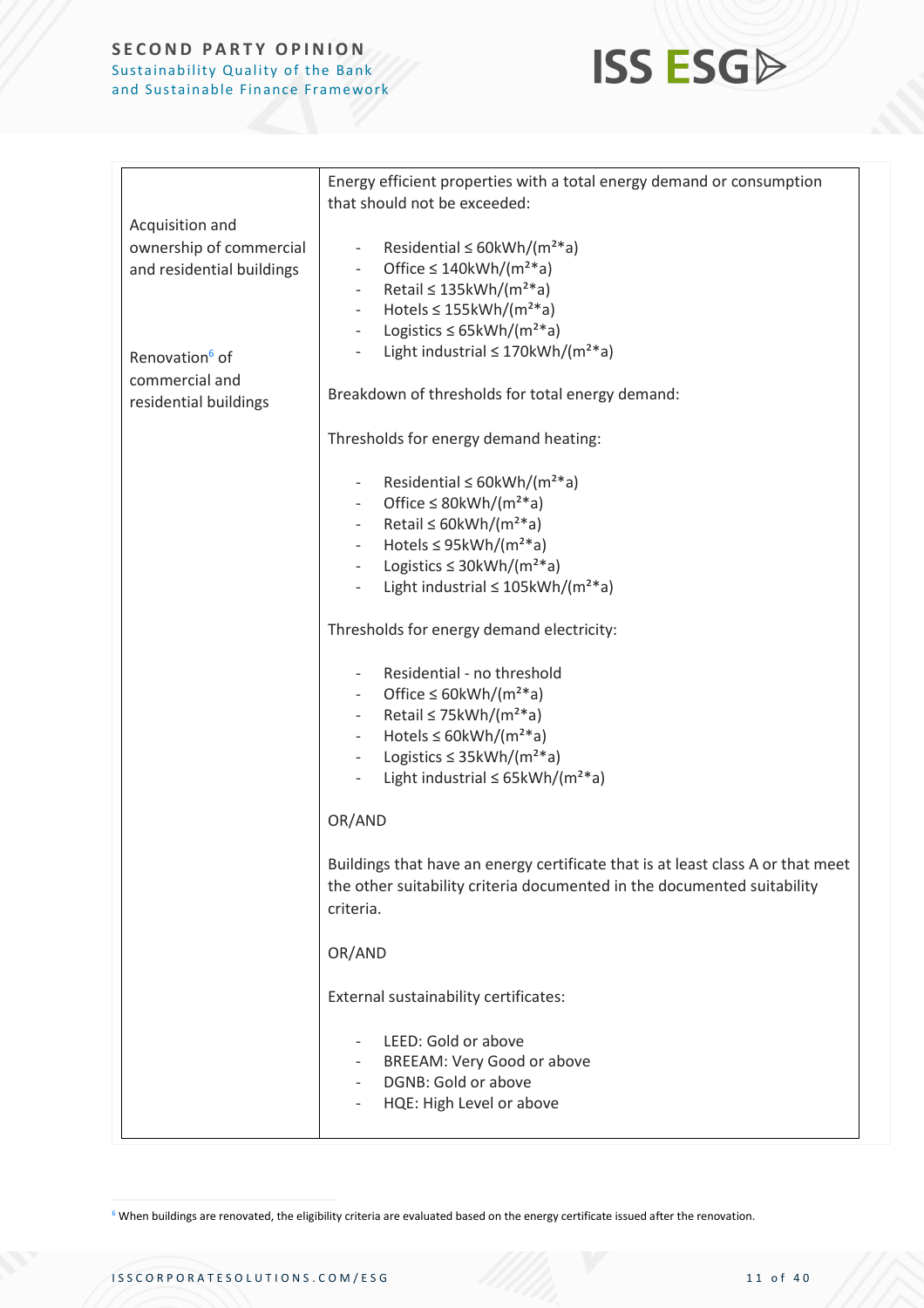| Acquisition and ownership of commercial and residential buildings<br><br>Renovation[6] of commercial and residential buildings | Energy efficient properties with a total energy demand or consumption that should not be exceeded:<br><br>- Residential ≤ 60kWh/($m^2$*a)<br>- Office ≤ 140kWh/($m^2$*a)<br>- Retail ≤ 135kWh/($m^2$*a)<br>- Hotels ≤ 155kWh/($m^2$*a)<br>- Logistics ≤ 65kWh/($m^2$*a)<br>- Light industrial ≤ 170kWh/($m^2$*a)<br><br>Breakdown of thresholds for total energy demand:<br><br>Thresholds for energy demand heating:<br><br>- Residential ≤ 60kWh/($m^2$*a)<br>- Office ≤ 80kWh/($m^2$*a)<br>- Retail ≤ 60kWh/($m^2$*a)<br>- Hotels ≤ 95kWh/($m^2$*a)<br>- Logistics ≤ 30kWh/($m^2$*a)<br>- Light industrial ≤ 105kWh/($m^2$*a)<br><br>Thresholds for energy demand electricity:<br><br>- Residential - no threshold<br>- Office ≤ 60kWh/($m^2$*a)<br>- Retail ≤ 75kWh/($m^2$*a)<br>- Hotels ≤ 60kWh/($m^2$*a)<br>- Logistics ≤ 35kWh/($m^2$*a)<br>- Light industrial ≤ 65kWh/($m^2$*a)<br><br>OR/AND<br><br>Buildings that have an energy certificate that is at least class A or that meet the other suitability criteria documented in the documented suitability criteria.<br><br>OR/AND<br><br>External sustainability certificates:<br><br>- LEED: Gold or above<br>- BREEAM: Very Good or above<br>- DGNB: Gold or above<br>- HQE: High Level or above |
|---|---|

[6] When buildings are renovated, the eligibility criteria are evaluated based on the energy certificate issued after the renovation.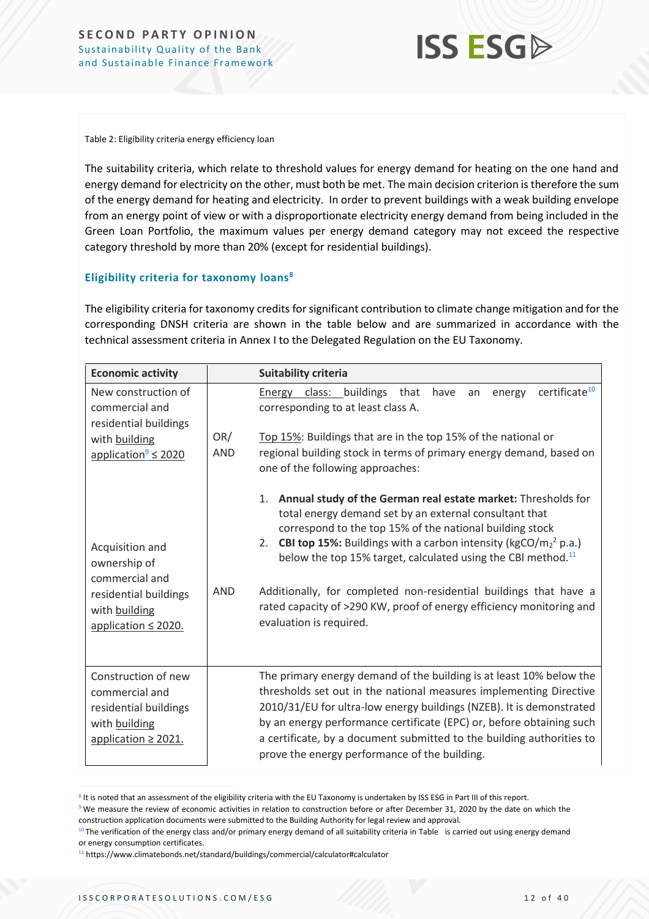Table 2: Eligibility criteria energy efficiency loan

The suitability criteria, which relate to threshold values for energy demand for heating on the one hand and energy demand for electricity on the other, must both be met. The main decision criterion is therefore the sum of the energy demand for heating and electricity. In order to prevent buildings with a weak building envelope from an energy point of view or with a disproportionate electricity energy demand from being included in the Green Loan Portfolio, the maximum values per energy demand category may not exceed the respective category threshold by more than 20% (except for residential buildings).

### Eligibility criteria for taxonomy loans[8]

The eligibility criteria for taxonomy credits for significant contribution to climate change mitigation and for the corresponding DNSH criteria are shown in the table below and are summarized in accordance with the technical assessment criteria in Annex I to the Delegated Regulation on the EU Taxonomy.

| Economic activity | | Suitability criteria |
|---|---|---|
| New construction of commercial and residential buildings with building application[9] ≤ 2020<br><br>Acquisition and ownership of commercial and residential buildings with building application ≤ 2020. | | Energy class: buildings that have an energy certificate[10] corresponding to at least class A. |
| | OR/ AND | Top 15%: Buildings that are in the top 15% of the national or regional building stock in terms of primary energy demand, based on one of the following approaches:<br><br>1. **Annual study of the German real estate market:** Thresholds for total energy demand set by an external consultant that correspond to the top 15% of the national building stock<br>2. **CBI top 15%:** Buildings with a carbon intensity ($kgCO/m_2^2$ p.a.) below the top 15% target, calculated using the CBI method.[11] |
| | AND | Additionally, for completed non-residential buildings that have a rated capacity of >290 KW, proof of energy efficiency monitoring and evaluation is required. |
| Construction of new commercial and residential buildings with building application ≥ 2021. | | The primary energy demand of the building is at least 10% below the thresholds set out in the national measures implementing Directive 2010/31/EU for ultra-low energy buildings (NZEB). It is demonstrated by an energy performance certificate (EPC) or, before obtaining such a certificate, by a document submitted to the building authorities to prove the energy performance of the building. |

[8] It is noted that an assessment of the eligibility criteria with the EU Taxonomy is undertaken by ISS ESG in Part III of this report.

[9] We measure the review of economic activities in relation to construction before or after December 31, 2020 by the date on which the construction application documents were submitted to the Building Authority for legal review and approval.

[10] The verification of the energy class and/or primary energy demand of all suitability criteria in Table is carried out using energy demand or energy consumption certificates.

[11] https://www.climatebonds.net/standard/buildings/commercial/calculator#calculator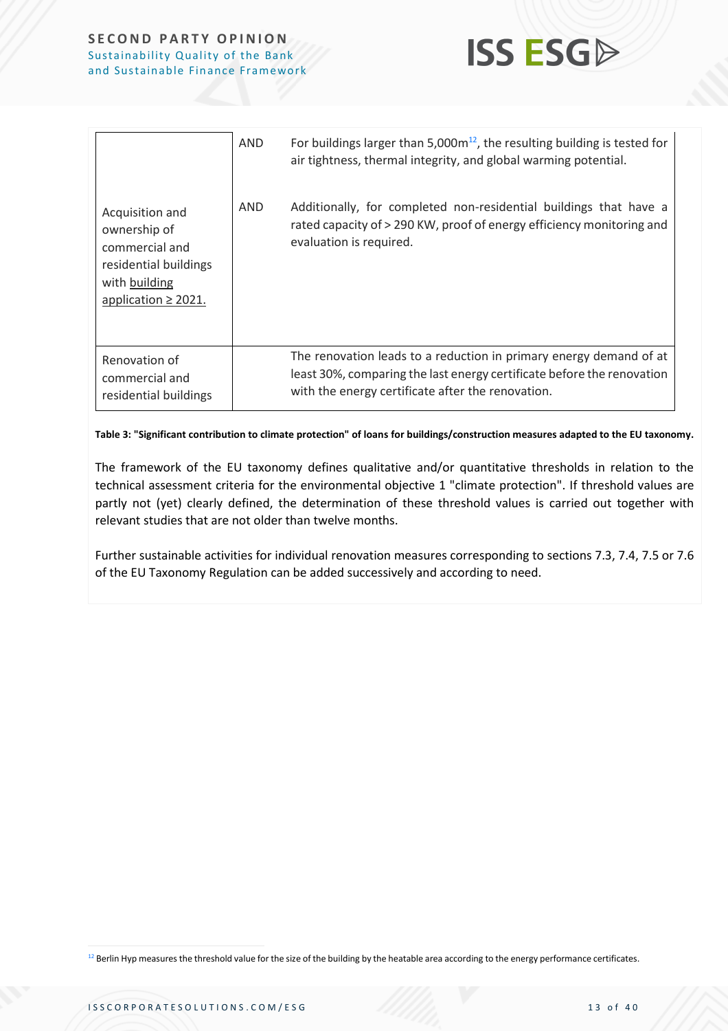| | | |
|---|---|---|
| Acquisition and ownership of commercial and residential buildings with building application ≥ 2021. | AND | For buildings larger than 5,000m[12], the resulting building is tested for air tightness, thermal integrity, and global warming potential. |
| | AND | Additionally, for completed non-residential buildings that have a rated capacity of > 290 KW, proof of energy efficiency monitoring and evaluation is required. |
| Renovation of commercial and residential buildings | | The renovation leads to a reduction in primary energy demand of at least 30%, comparing the last energy certificate before the renovation with the energy certificate after the renovation. |

**Table 3: "Significant contribution to climate protection" of loans for buildings/construction measures adapted to the EU taxonomy.**

The framework of the EU taxonomy defines qualitative and/or quantitative thresholds in relation to the technical assessment criteria for the environmental objective 1 "climate protection". If threshold values are partly not (yet) clearly defined, the determination of these threshold values is carried out together with relevant studies that are not older than twelve months.

Further sustainable activities for individual renovation measures corresponding to sections 7.3, 7.4, 7.5 or 7.6 of the EU Taxonomy Regulation can be added successively and according to need.

[12] Berlin Hyp measures the threshold value for the size of the building by the heatable area according to the energy performance certificates.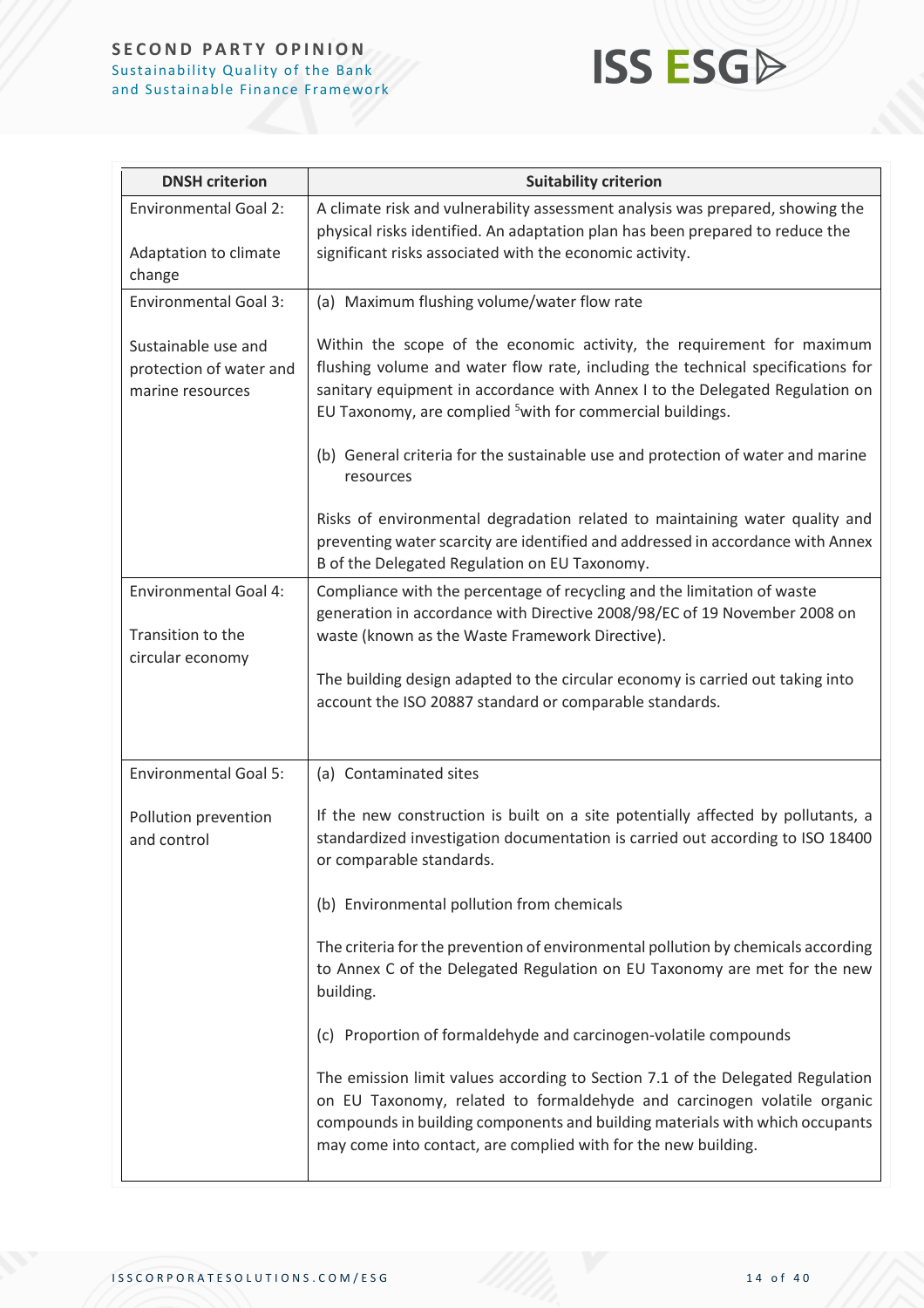| DNSH criterion | Suitability criterion |
| --- | --- |
| Environmental Goal 2: <br><br> Adaptation to climate change | A climate risk and vulnerability assessment analysis was prepared, showing the physical risks identified. An adaptation plan has been prepared to reduce the significant risks associated with the economic activity. |
| Environmental Goal 3: <br><br> Sustainable use and protection of water and marine resources | (a) Maximum flushing volume/water flow rate <br><br> Within the scope of the economic activity, the requirement for maximum flushing volume and water flow rate, including the technical specifications for sanitary equipment in accordance with Annex I to the Delegated Regulation on EU Taxonomy, are complied [5]with for commercial buildings. <br><br> (b) General criteria for the sustainable use and protection of water and marine resources <br><br> Risks of environmental degradation related to maintaining water quality and preventing water scarcity are identified and addressed in accordance with Annex B of the Delegated Regulation on EU Taxonomy. |
| Environmental Goal 4: <br><br> Transition to the circular economy | Compliance with the percentage of recycling and the limitation of waste generation in accordance with Directive 2008/98/EC of 19 November 2008 on waste (known as the Waste Framework Directive). <br><br> The building design adapted to the circular economy is carried out taking into account the ISO 20887 standard or comparable standards. |
| Environmental Goal 5: <br><br> Pollution prevention and control | (a) Contaminated sites <br><br> If the new construction is built on a site potentially affected by pollutants, a standardized investigation documentation is carried out according to ISO 18400 or comparable standards. <br><br> (b) Environmental pollution from chemicals <br><br> The criteria for the prevention of environmental pollution by chemicals according to Annex C of the Delegated Regulation on EU Taxonomy are met for the new building. <br><br> (c) Proportion of formaldehyde and carcinogen-volatile compounds <br><br> The emission limit values according to Section 7.1 of the Delegated Regulation on EU Taxonomy, related to formaldehyde and carcinogen volatile organic compounds in building components and building materials with which occupants may come into contact, are complied with for the new building. |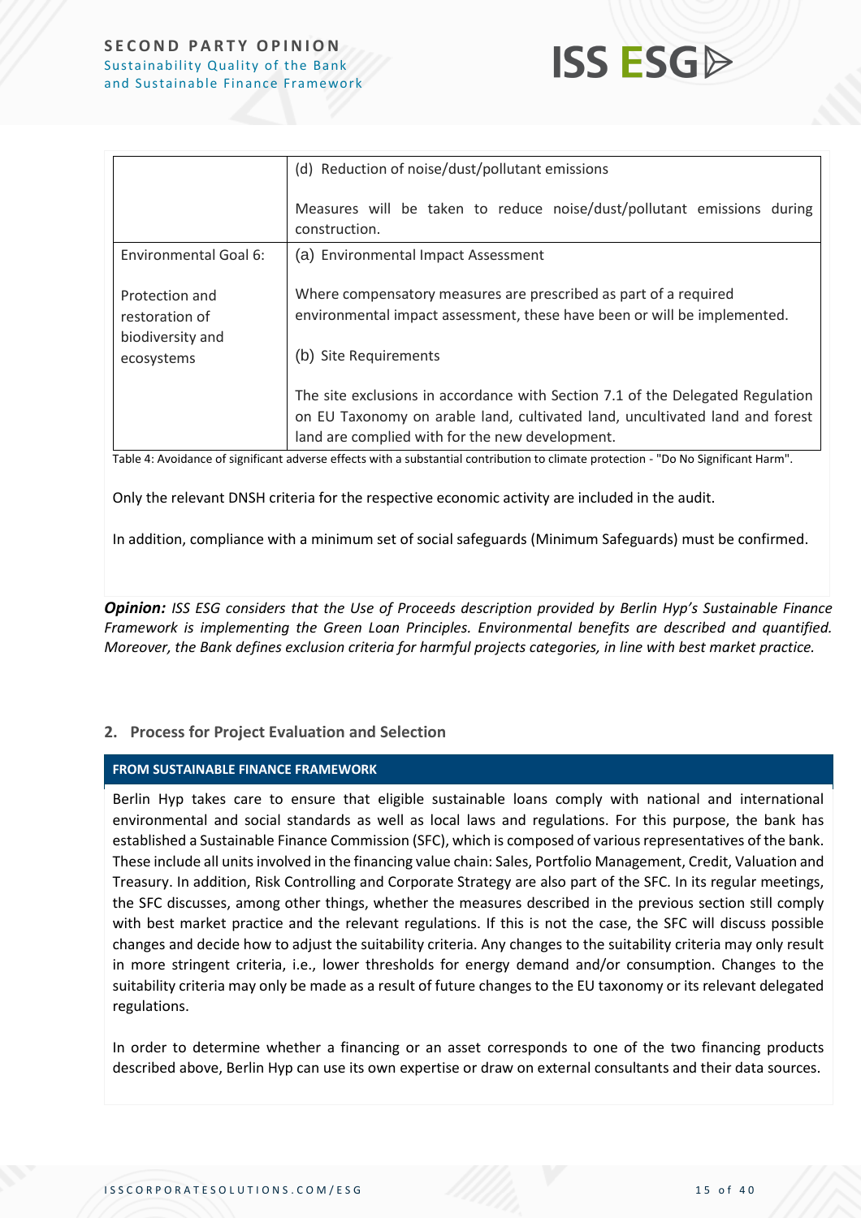| | |
|---|---|
| | (d) Reduction of noise/dust/pollutant emissions<br><br>Measures will be taken to reduce noise/dust/pollutant emissions during construction. |
| Environmental Goal 6:<br><br>Protection and restoration of biodiversity and ecosystems | (a) Environmental Impact Assessment<br><br>Where compensatory measures are prescribed as part of a required environmental impact assessment, these have been or will be implemented.<br><br>(b) Site Requirements<br><br>The site exclusions in accordance with Section 7.1 of the Delegated Regulation on EU Taxonomy on arable land, cultivated land, uncultivated land and forest land are complied with for the new development. |

Table 4: Avoidance of significant adverse effects with a substantial contribution to climate protection - "Do No Significant Harm".

Only the relevant DNSH criteria for the respective economic activity are included in the audit.

In addition, compliance with a minimum set of social safeguards (Minimum Safeguards) must be confirmed.

***Opinion:*** *ISS ESG considers that the Use of Proceeds description provided by Berlin Hyp's Sustainable Finance Framework is implementing the Green Loan Principles. Environmental benefits are described and quantified. Moreover, the Bank defines exclusion criteria for harmful projects categories, in line with best market practice.*

## 2. Process for Project Evaluation and Selection

**FROM SUSTAINABLE FINANCE FRAMEWORK**

Berlin Hyp takes care to ensure that eligible sustainable loans comply with national and international environmental and social standards as well as local laws and regulations. For this purpose, the bank has established a Sustainable Finance Commission (SFC), which is composed of various representatives of the bank. These include all units involved in the financing value chain: Sales, Portfolio Management, Credit, Valuation and Treasury. In addition, Risk Controlling and Corporate Strategy are also part of the SFC. In its regular meetings, the SFC discusses, among other things, whether the measures described in the previous section still comply with best market practice and the relevant regulations. If this is not the case, the SFC will discuss possible changes and decide how to adjust the suitability criteria. Any changes to the suitability criteria may only result in more stringent criteria, i.e., lower thresholds for energy demand and/or consumption. Changes to the suitability criteria may only be made as a result of future changes to the EU taxonomy or its relevant delegated regulations.

In order to determine whether a financing or an asset corresponds to one of the two financing products described above, Berlin Hyp can use its own expertise or draw on external consultants and their data sources.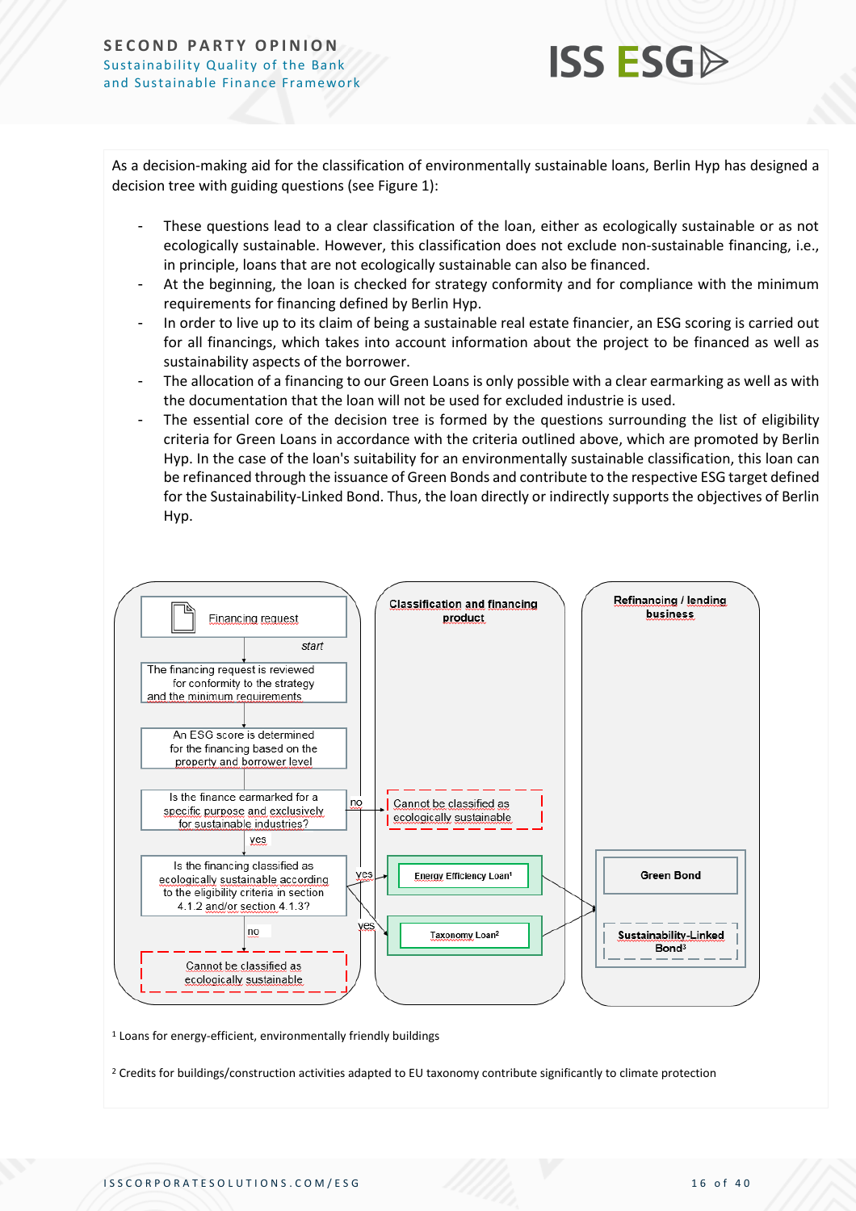As a decision-making aid for the classification of environmentally sustainable loans, Berlin Hyp has designed a decision tree with guiding questions (see Figure 1):

- These questions lead to a clear classification of the loan, either as ecologically sustainable or as not ecologically sustainable. However, this classification does not exclude non-sustainable financing, i.e., in principle, loans that are not ecologically sustainable can also be financed.
- At the beginning, the loan is checked for strategy conformity and for compliance with the minimum requirements for financing defined by Berlin Hyp.
- In order to live up to its claim of being a sustainable real estate financier, an ESG scoring is carried out for all financings, which takes into account information about the project to be financed as well as sustainability aspects of the borrower.
- The allocation of a financing to our Green Loans is only possible with a clear earmarking as well as with the documentation that the loan will not be used for excluded industrie is used.
- The essential core of the decision tree is formed by the questions surrounding the list of eligibility criteria for Green Loans in accordance with the criteria outlined above, which are promoted by Berlin Hyp. In the case of the loan's suitability for an environmentally sustainable classification, this loan can be refinanced through the issuance of Green Bonds and contribute to the respective ESG target defined for the Sustainability-Linked Bond. Thus, the loan directly or indirectly supports the objectives of Berlin Hyp.

**Financing request** (start)

1. The financing request is reviewed for conformity to the strategy and the minimum requirements
2. An ESG score is determined for the financing based on the property and borrower level
3. Is the finance earmarked for a specific purpose and exclusively for sustainable industries?
   - no → Cannot be classified as ecologically sustainable
   - yes ↓
4. Is the financing classified as ecologically sustainable according to the eligibility criteria in section 4.1.2 and/or section 4.1.3?
   - yes → Energy Efficiency Loan[1] → Green Bond / Sustainability-Linked Bond[3]
   - yes → Taxonomy Loan[2] → Green Bond / Sustainability-Linked Bond[3]
   - no → Cannot be classified as ecologically sustainable

**Classification and financing product** | **Refinancing / lending business**

[1] Loans for energy-efficient, environmentally friendly buildings

[2] Credits for buildings/construction activities adapted to EU taxonomy contribute significantly to climate protection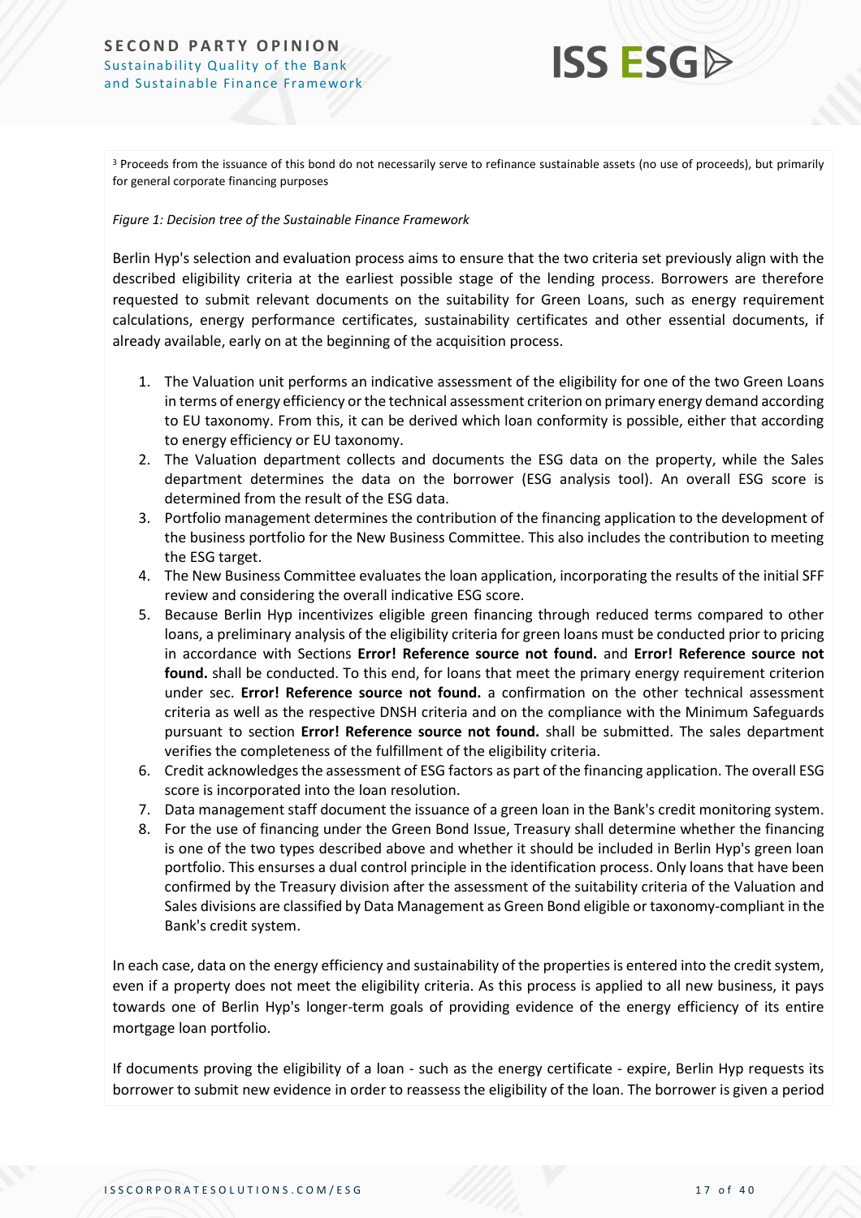[3] Proceeds from the issuance of this bond do not necessarily serve to refinance sustainable assets (no use of proceeds), but primarily for general corporate financing purposes

*Figure 1: Decision tree of the Sustainable Finance Framework*

Berlin Hyp's selection and evaluation process aims to ensure that the two criteria set previously align with the described eligibility criteria at the earliest possible stage of the lending process. Borrowers are therefore requested to submit relevant documents on the suitability for Green Loans, such as energy requirement calculations, energy performance certificates, sustainability certificates and other essential documents, if already available, early on at the beginning of the acquisition process.

1. The Valuation unit performs an indicative assessment of the eligibility for one of the two Green Loans in terms of energy efficiency or the technical assessment criterion on primary energy demand according to EU taxonomy. From this, it can be derived which loan conformity is possible, either that according to energy efficiency or EU taxonomy.
2. The Valuation department collects and documents the ESG data on the property, while the Sales department determines the data on the borrower (ESG analysis tool). An overall ESG score is determined from the result of the ESG data.
3. Portfolio management determines the contribution of the financing application to the development of the business portfolio for the New Business Committee. This also includes the contribution to meeting the ESG target.
4. The New Business Committee evaluates the loan application, incorporating the results of the initial SFF review and considering the overall indicative ESG score.
5. Because Berlin Hyp incentivizes eligible green financing through reduced terms compared to other loans, a preliminary analysis of the eligibility criteria for green loans must be conducted prior to pricing in accordance with Sections **Error! Reference source not found.** and **Error! Reference source not found.** shall be conducted. To this end, for loans that meet the primary energy requirement criterion under sec. **Error! Reference source not found.** a confirmation on the other technical assessment criteria as well as the respective DNSH criteria and on the compliance with the Minimum Safeguards pursuant to section **Error! Reference source not found.** shall be submitted. The sales department verifies the completeness of the fulfillment of the eligibility criteria.
6. Credit acknowledges the assessment of ESG factors as part of the financing application. The overall ESG score is incorporated into the loan resolution.
7. Data management staff document the issuance of a green loan in the Bank's credit monitoring system.
8. For the use of financing under the Green Bond Issue, Treasury shall determine whether the financing is one of the two types described above and whether it should be included in Berlin Hyp's green loan portfolio. This ensures a dual control principle in the identification process. Only loans that have been confirmed by the Treasury division after the assessment of the suitability criteria of the Valuation and Sales divisions are classified by Data Management as Green Bond eligible or taxonomy-compliant in the Bank's credit system.

In each case, data on the energy efficiency and sustainability of the properties is entered into the credit system, even if a property does not meet the eligibility criteria. As this process is applied to all new business, it pays towards one of Berlin Hyp's longer-term goals of providing evidence of the energy efficiency of its entire mortgage loan portfolio.

If documents proving the eligibility of a loan - such as the energy certificate - expire, Berlin Hyp requests its borrower to submit new evidence in order to reassess the eligibility of the loan. The borrower is given a period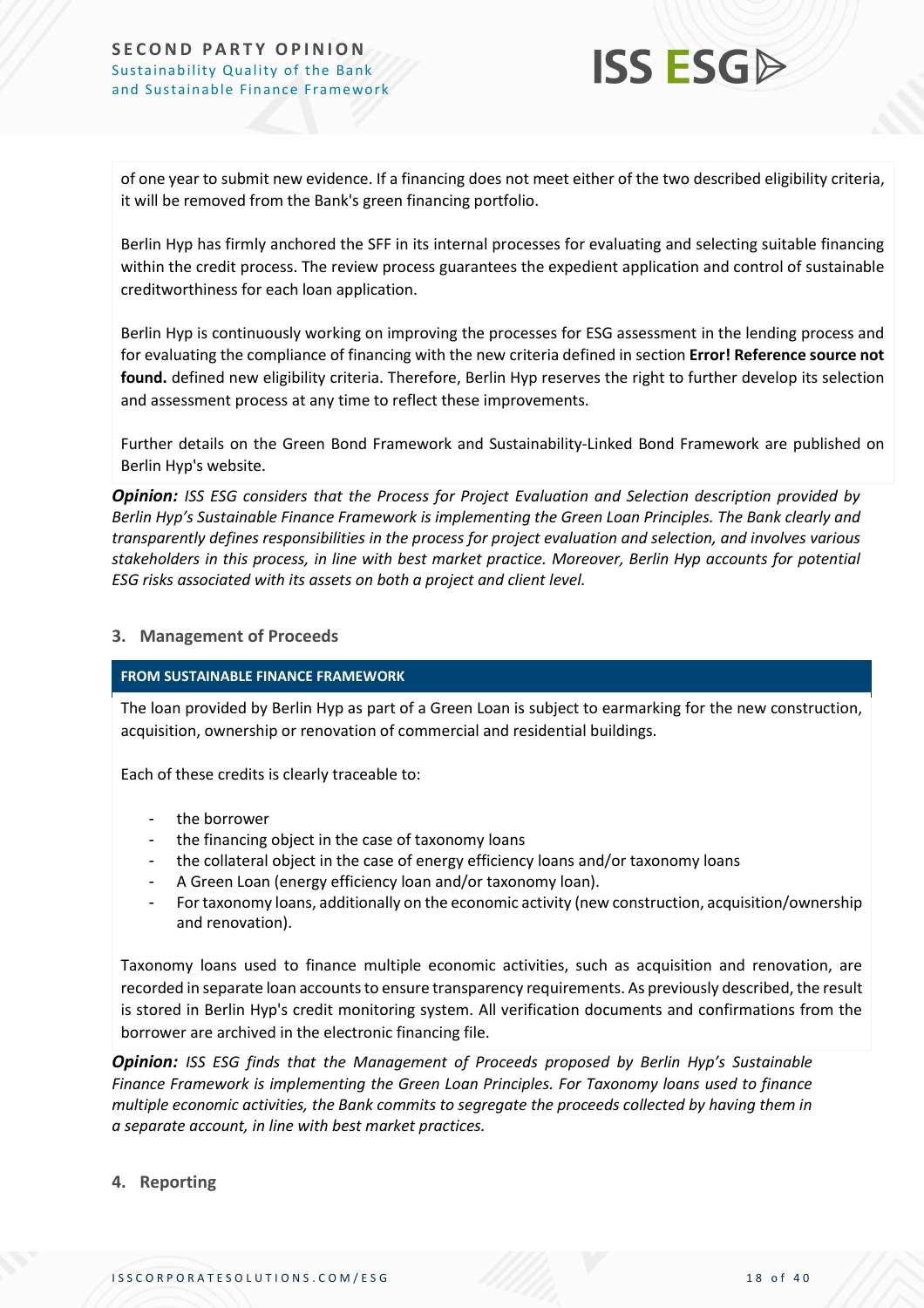of one year to submit new evidence. If a financing does not meet either of the two described eligibility criteria, it will be removed from the Bank's green financing portfolio.

Berlin Hyp has firmly anchored the SFF in its internal processes for evaluating and selecting suitable financing within the credit process. The review process guarantees the expedient application and control of sustainable creditworthiness for each loan application.

Berlin Hyp is continuously working on improving the processes for ESG assessment in the lending process and for evaluating the compliance of financing with the new criteria defined in section **Error! Reference source not found.** defined new eligibility criteria. Therefore, Berlin Hyp reserves the right to further develop its selection and assessment process at any time to reflect these improvements.

Further details on the Green Bond Framework and Sustainability-Linked Bond Framework are published on Berlin Hyp's website.

***Opinion:*** *ISS ESG considers that the Process for Project Evaluation and Selection description provided by Berlin Hyp's Sustainable Finance Framework is implementing the Green Loan Principles. The Bank clearly and transparently defines responsibilities in the process for project evaluation and selection, and involves various stakeholders in this process, in line with best market practice. Moreover, Berlin Hyp accounts for potential ESG risks associated with its assets on both a project and client level.*

### 3. Management of Proceeds

**FROM SUSTAINABLE FINANCE FRAMEWORK**

The loan provided by Berlin Hyp as part of a Green Loan is subject to earmarking for the new construction, acquisition, ownership or renovation of commercial and residential buildings.

Each of these credits is clearly traceable to:

- the borrower
- the financing object in the case of taxonomy loans
- the collateral object in the case of energy efficiency loans and/or taxonomy loans
- A Green Loan (energy efficiency loan and/or taxonomy loan).
- For taxonomy loans, additionally on the economic activity (new construction, acquisition/ownership and renovation).

Taxonomy loans used to finance multiple economic activities, such as acquisition and renovation, are recorded in separate loan accounts to ensure transparency requirements. As previously described, the result is stored in Berlin Hyp's credit monitoring system. All verification documents and confirmations from the borrower are archived in the electronic financing file.

***Opinion:*** *ISS ESG finds that the Management of Proceeds proposed by Berlin Hyp's Sustainable Finance Framework is implementing the Green Loan Principles. For Taxonomy loans used to finance multiple economic activities, the Bank commits to segregate the proceeds collected by having them in a separate account, in line with best market practices.*

### 4. Reporting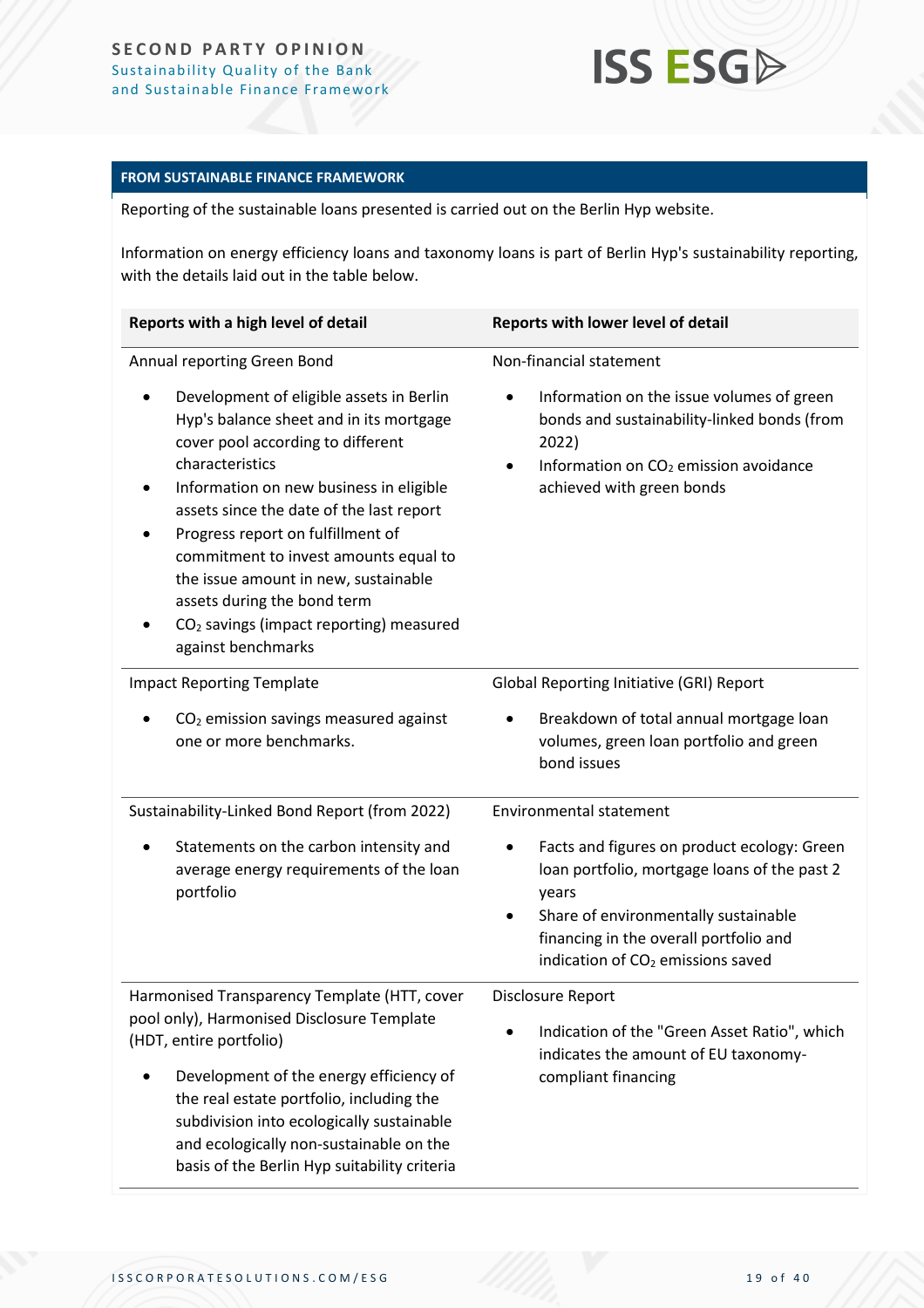**FROM SUSTAINABLE FINANCE FRAMEWORK**

Reporting of the sustainable loans presented is carried out on the Berlin Hyp website.

Information on energy efficiency loans and taxonomy loans is part of Berlin Hyp's sustainability reporting, with the details laid out in the table below.

| Reports with a high level of detail | Reports with lower level of detail |
|---|---|
| Annual reporting Green Bond<br>• Development of eligible assets in Berlin Hyp's balance sheet and in its mortgage cover pool according to different characteristics<br>• Information on new business in eligible assets since the date of the last report<br>• Progress report on fulfillment of commitment to invest amounts equal to the issue amount in new, sustainable assets during the bond term<br>• $CO_2$ savings (impact reporting) measured against benchmarks | Non-financial statement<br>• Information on the issue volumes of green bonds and sustainability-linked bonds (from 2022)<br>• Information on $CO_2$ emission avoidance achieved with green bonds |
| Impact Reporting Template<br>• $CO_2$ emission savings measured against one or more benchmarks. | Global Reporting Initiative (GRI) Report<br>• Breakdown of total annual mortgage loan volumes, green loan portfolio and green bond issues |
| Sustainability-Linked Bond Report (from 2022)<br>• Statements on the carbon intensity and average energy requirements of the loan portfolio | Environmental statement<br>• Facts and figures on product ecology: Green loan portfolio, mortgage loans of the past 2 years<br>• Share of environmentally sustainable financing in the overall portfolio and indication of $CO_2$ emissions saved |
| Harmonised Transparency Template (HTT, cover pool only), Harmonised Disclosure Template (HDT, entire portfolio)<br>• Development of the energy efficiency of the real estate portfolio, including the subdivision into ecologically sustainable and ecologically non-sustainable on the basis of the Berlin Hyp suitability criteria | Disclosure Report<br>• Indication of the "Green Asset Ratio", which indicates the amount of EU taxonomy-compliant financing |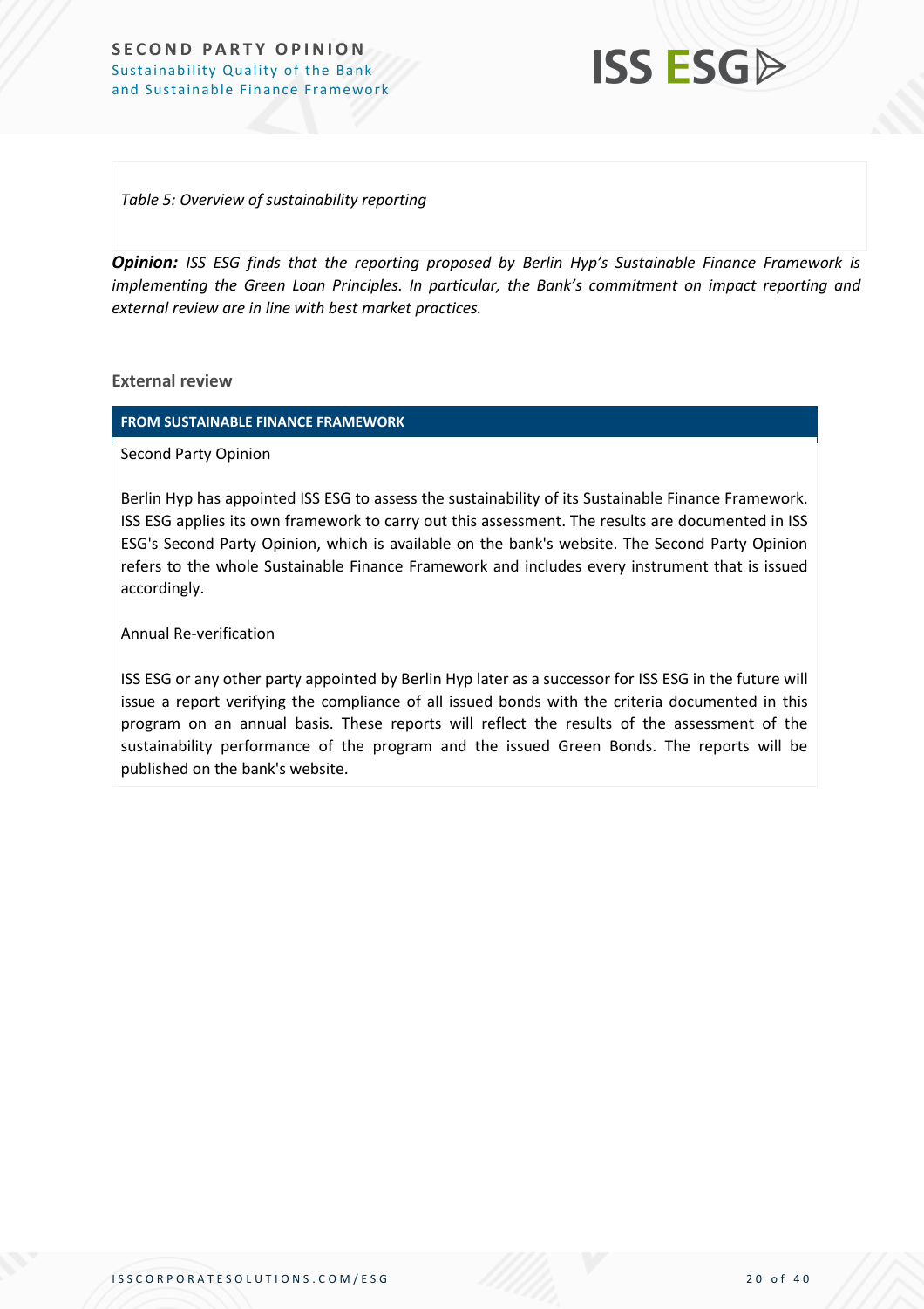*Table 5: Overview of sustainability reporting*

***Opinion:*** *ISS ESG finds that the reporting proposed by Berlin Hyp's Sustainable Finance Framework is implementing the Green Loan Principles. In particular, the Bank's commitment on impact reporting and external review are in line with best market practices.*

### External review

| FROM SUSTAINABLE FINANCE FRAMEWORK |
|---|
| Second Party Opinion<br><br>Berlin Hyp has appointed ISS ESG to assess the sustainability of its Sustainable Finance Framework. ISS ESG applies its own framework to carry out this assessment. The results are documented in ISS ESG's Second Party Opinion, which is available on the bank's website. The Second Party Opinion refers to the whole Sustainable Finance Framework and includes every instrument that is issued accordingly.<br><br>Annual Re-verification<br><br>ISS ESG or any other party appointed by Berlin Hyp later as a successor for ISS ESG in the future will issue a report verifying the compliance of all issued bonds with the criteria documented in this program on an annual basis. These reports will reflect the results of the assessment of the sustainability performance of the program and the issued Green Bonds. The reports will be published on the bank's website. |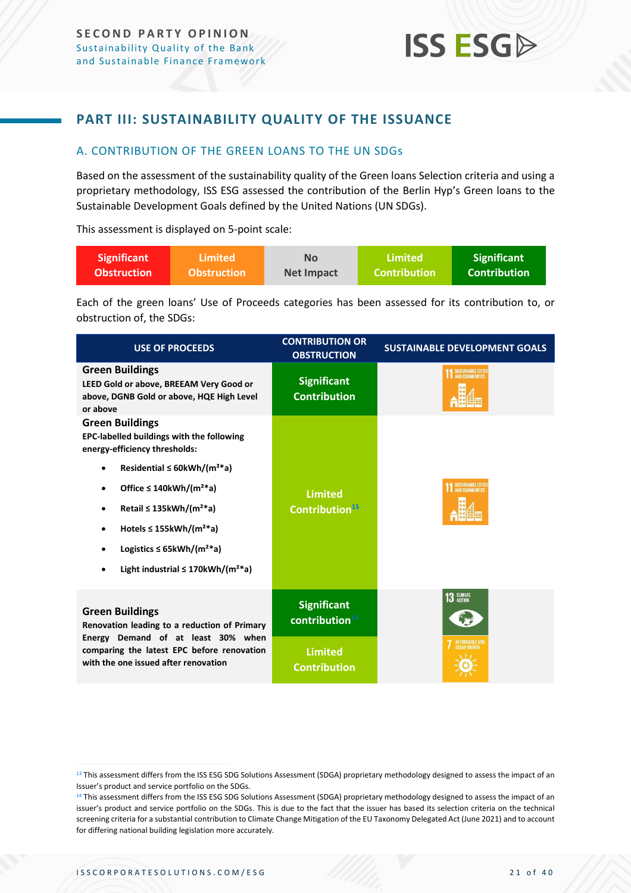## PART III: SUSTAINABILITY QUALITY OF THE ISSUANCE

### A. CONTRIBUTION OF THE GREEN LOANS TO THE UN SDGs

Based on the assessment of the sustainability quality of the Green loans Selection criteria and using a proprietary methodology, ISS ESG assessed the contribution of the Berlin Hyp's Green loans to the Sustainable Development Goals defined by the United Nations (UN SDGs).

This assessment is displayed on 5-point scale:

| Significant Obstruction | Limited Obstruction | No Net Impact | Limited Contribution | Significant Contribution |
|---|---|---|---|---|

Each of the green loans' Use of Proceeds categories has been assessed for its contribution to, or obstruction of, the SDGs:

| USE OF PROCEEDS | CONTRIBUTION OR OBSTRUCTION | SUSTAINABLE DEVELOPMENT GOALS |
|---|---|---|
| **Green Buildings**<br>**LEED Gold or above, BREEAM Very Good or above, DGNB Gold or above, HQE High Level or above** | Significant Contribution | 11 Sustainable Cities and Communities |
| **Green Buildings**<br>**EPC-labelled buildings with the following energy-efficiency thresholds:**<br>• Residential ≤ 60kWh/(m²*a)<br>• Office ≤ 140kWh/(m²*a)<br>• Retail ≤ 135kWh/(m²*a)<br>• Hotels ≤ 155kWh/(m²*a)<br>• Logistics ≤ 65kWh/(m²*a)<br>• Light industrial ≤ 170kWh/(m²*a) | Limited Contribution[13] | 11 Sustainable Cities and Communities |
| **Green Buildings**<br>**Renovation leading to a reduction of Primary Energy Demand of at least 30% when comparing the latest EPC before renovation with the one issued after renovation** | Significant contribution[14] | 13 Climate Action |
| | Limited Contribution | 7 Affordable and Clean Energy |

[13] This assessment differs from the ISS ESG SDG Solutions Assessment (SDGA) proprietary methodology designed to assess the impact of an Issuer's product and service portfolio on the SDGs.

[14] This assessment differs from the ISS ESG SDG Solutions Assessment (SDGA) proprietary methodology designed to assess the impact of an issuer's product and service portfolio on the SDGs. This is due to the fact that the issuer has based its selection criteria on the technical screening criteria for a substantial contribution to Climate Change Mitigation of the EU Taxonomy Delegated Act (June 2021) and to account for differing national building legislation more accurately.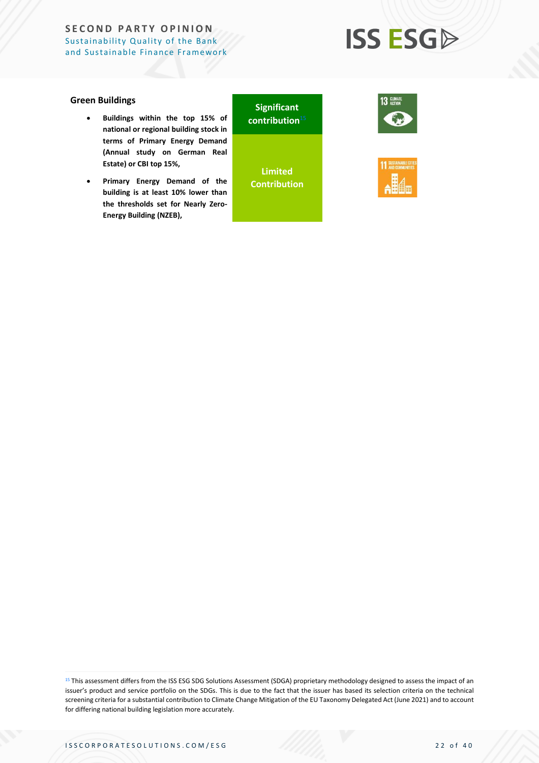### Green Buildings

| | | |
|---|---|---|
| <ul><li>**Buildings within the top 15% of national or regional building stock in terms of Primary Energy Demand (Annual study on German Real Estate) or CBI top 15%,**</li></ul> | **Significant contribution**[15] | 13 CLIMATE ACTION |
| <ul><li>**Primary Energy Demand of the building is at least 10% lower than the thresholds set for Nearly Zero-Energy Building (NZEB),**</li></ul> | **Limited Contribution** | 11 SUSTAINABLE CITIES AND COMMUNITIES |

[15] This assessment differs from the ISS ESG SDG Solutions Assessment (SDGA) proprietary methodology designed to assess the impact of an issuer's product and service portfolio on the SDGs. This is due to the fact that the issuer has based its selection criteria on the technical screening criteria for a substantial contribution to Climate Change Mitigation of the EU Taxonomy Delegated Act (June 2021) and to account for differing national building legislation more accurately.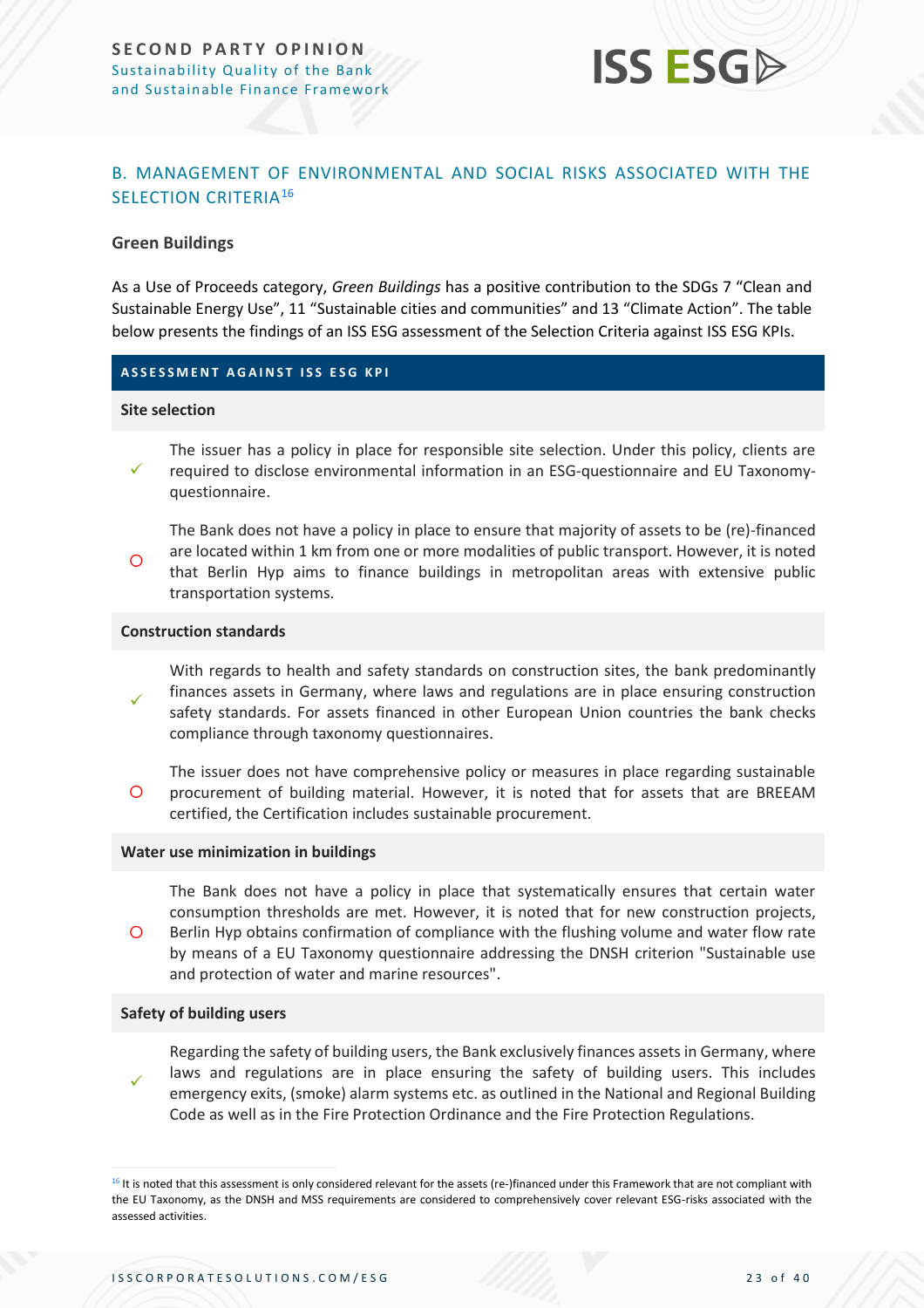## B. MANAGEMENT OF ENVIRONMENTAL AND SOCIAL RISKS ASSOCIATED WITH THE SELECTION CRITERIA[16]

### Green Buildings

As a Use of Proceeds category, *Green Buildings* has a positive contribution to the SDGs 7 "Clean and Sustainable Energy Use", 11 "Sustainable cities and communities" and 13 "Climate Action". The table below presents the findings of an ISS ESG assessment of the Selection Criteria against ISS ESG KPIs.

| ASSESSMENT AGAINST ISS ESG KPI | |
|---|---|
| **Site selection** | |
| ✓ | The issuer has a policy in place for responsible site selection. Under this policy, clients are required to disclose environmental information in an ESG-questionnaire and EU Taxonomy-questionnaire. |
| O | The Bank does not have a policy in place to ensure that majority of assets to be (re)-financed are located within 1 km from one or more modalities of public transport. However, it is noted that Berlin Hyp aims to finance buildings in metropolitan areas with extensive public transportation systems. |
| **Construction standards** | |
| ✓ | With regards to health and safety standards on construction sites, the bank predominantly finances assets in Germany, where laws and regulations are in place ensuring construction safety standards. For assets financed in other European Union countries the bank checks compliance through taxonomy questionnaires. |
| O | The issuer does not have comprehensive policy or measures in place regarding sustainable procurement of building material. However, it is noted that for assets that are BREEAM certified, the Certification includes sustainable procurement. |
| **Water use minimization in buildings** | |
| O | The Bank does not have a policy in place that systematically ensures that certain water consumption thresholds are met. However, it is noted that for new construction projects, Berlin Hyp obtains confirmation of compliance with the flushing volume and water flow rate by means of a EU Taxonomy questionnaire addressing the DNSH criterion "Sustainable use and protection of water and marine resources". |
| **Safety of building users** | |
| ✓ | Regarding the safety of building users, the Bank exclusively finances assets in Germany, where laws and regulations are in place ensuring the safety of building users. This includes emergency exits, (smoke) alarm systems etc. as outlined in the National and Regional Building Code as well as in the Fire Protection Ordinance and the Fire Protection Regulations. |

[16] It is noted that this assessment is only considered relevant for the assets (re-)financed under this Framework that are not compliant with the EU Taxonomy, as the DNSH and MSS requirements are considered to comprehensively cover relevant ESG-risks associated with the assessed activities.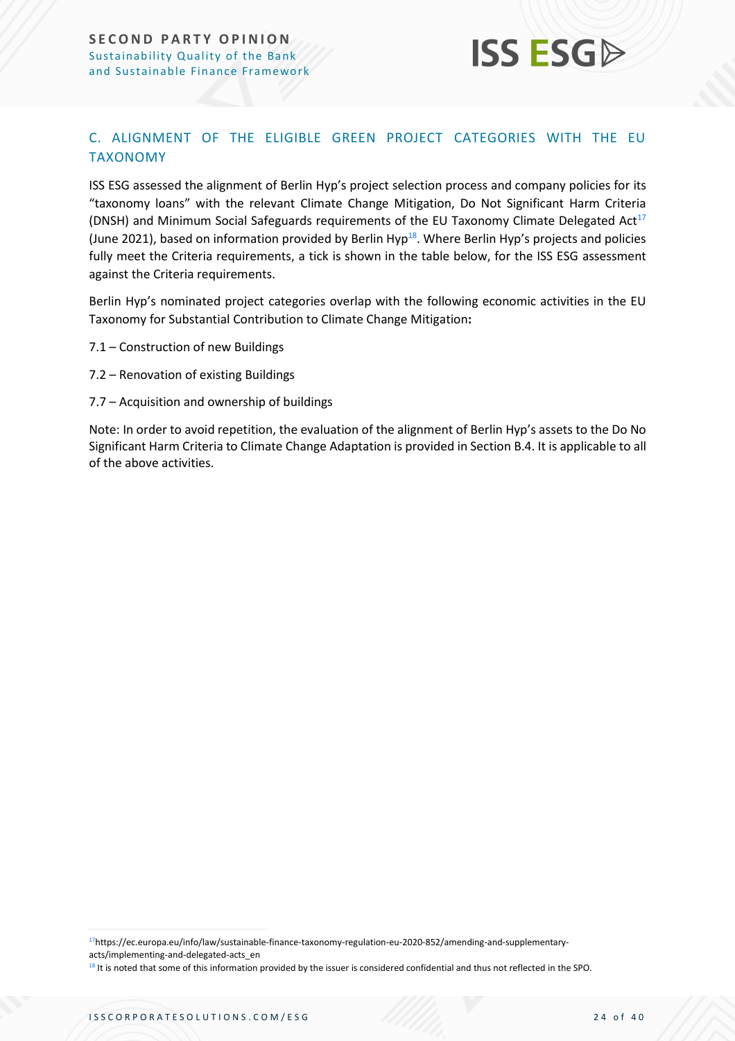## C. ALIGNMENT OF THE ELIGIBLE GREEN PROJECT CATEGORIES WITH THE EU TAXONOMY

ISS ESG assessed the alignment of Berlin Hyp's project selection process and company policies for its "taxonomy loans" with the relevant Climate Change Mitigation, Do Not Significant Harm Criteria (DNSH) and Minimum Social Safeguards requirements of the EU Taxonomy Climate Delegated Act[17] (June 2021), based on information provided by Berlin Hyp[18]. Where Berlin Hyp's projects and policies fully meet the Criteria requirements, a tick is shown in the table below, for the ISS ESG assessment against the Criteria requirements.

Berlin Hyp's nominated project categories overlap with the following economic activities in the EU Taxonomy for Substantial Contribution to Climate Change Mitigation**:**

7.1 – Construction of new Buildings

7.2 – Renovation of existing Buildings

7.7 – Acquisition and ownership of buildings

Note: In order to avoid repetition, the evaluation of the alignment of Berlin Hyp's assets to the Do No Significant Harm Criteria to Climate Change Adaptation is provided in Section B.4. It is applicable to all of the above activities.

---

[17] https://ec.europa.eu/info/law/sustainable-finance-taxonomy-regulation-eu-2020-852/amending-and-supplementary-acts/implementing-and-delegated-acts_en

[18] It is noted that some of this information provided by the issuer is considered confidential and thus not reflected in the SPO.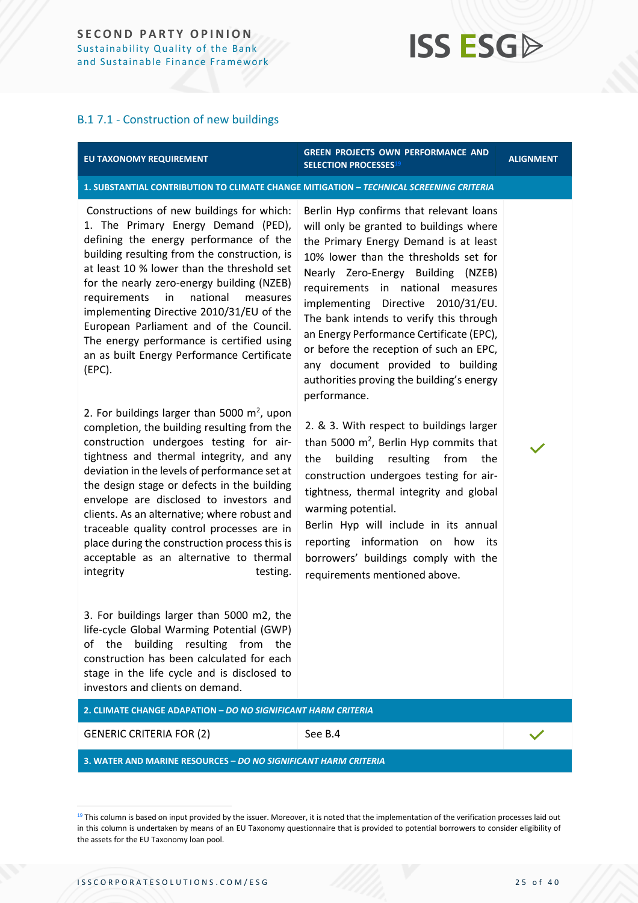### B.1 7.1 - Construction of new buildings

| EU TAXONOMY REQUIREMENT | GREEN PROJECTS OWN PERFORMANCE AND SELECTION PROCESSES[19] | ALIGNMENT |
|---|---|---|
| **1. SUBSTANTIAL CONTRIBUTION TO CLIMATE CHANGE MITIGATION – *TECHNICAL SCREENING CRITERIA*** | | |
| Constructions of new buildings for which: 1. The Primary Energy Demand (PED), defining the energy performance of the building resulting from the construction, is at least 10 % lower than the threshold set for the nearly zero-energy building (NZEB) requirements in national measures implementing Directive 2010/31/EU of the European Parliament and of the Council. The energy performance is certified using an as built Energy Performance Certificate (EPC).<br><br>2. For buildings larger than 5000 $m^2$, upon completion, the building resulting from the construction undergoes testing for air-tightness and thermal integrity, and any deviation in the levels of performance set at the design stage or defects in the building envelope are disclosed to investors and clients. As an alternative; where robust and traceable quality control processes are in place during the construction process this is acceptable as an alternative to thermal integrity testing.<br><br>3. For buildings larger than 5000 m2, the life-cycle Global Warming Potential (GWP) of the building resulting from the construction has been calculated for each stage in the life cycle and is disclosed to investors and clients on demand. | Berlin Hyp confirms that relevant loans will only be granted to buildings where the Primary Energy Demand is at least 10% lower than the thresholds set for Nearly Zero-Energy Building (NZEB) requirements in national measures implementing Directive 2010/31/EU. The bank intends to verify this through an Energy Performance Certificate (EPC), or before the reception of such an EPC, any document provided to building authorities proving the building's energy performance.<br><br>2. & 3. With respect to buildings larger than 5000 $m^2$, Berlin Hyp commits that the building resulting from the construction undergoes testing for air-tightness, thermal integrity and global warming potential.<br>Berlin Hyp will include in its annual reporting information on how its borrowers' buildings comply with the requirements mentioned above. | ✓ |
| **2. CLIMATE CHANGE ADAPATION – *DO NO SIGNIFICANT HARM CRITERIA*** | | |
| GENERIC CRITERIA FOR (2) | See B.4 | ✓ |
| **3. WATER AND MARINE RESOURCES – *DO NO SIGNIFICANT HARM CRITERIA*** | | |

[19] This column is based on input provided by the issuer. Moreover, it is noted that the implementation of the verification processes laid out in this column is undertaken by means of an EU Taxonomy questionnaire that is provided to potential borrowers to consider eligibility of the assets for the EU Taxonomy loan pool.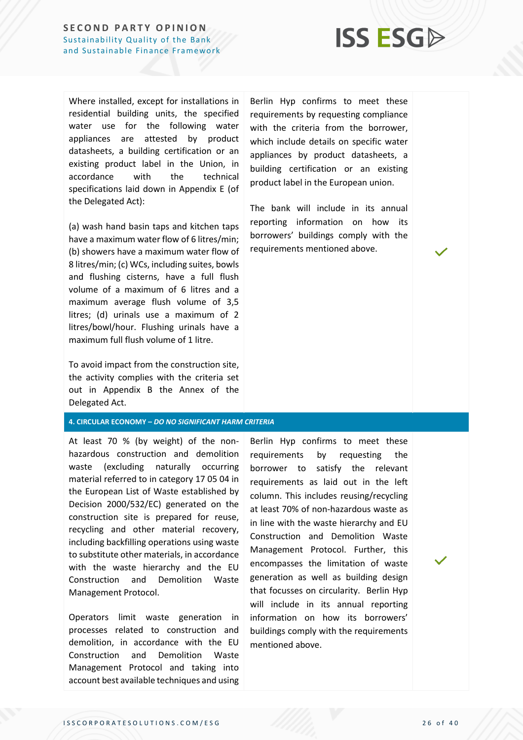| | | |
|---|---|---|
| Where installed, except for installations in residential building units, the specified water use for the following water appliances are attested by product datasheets, a building certification or an existing product label in the Union, in accordance with the technical specifications laid down in Appendix E (of the Delegated Act):<br><br>(a) wash hand basin taps and kitchen taps have a maximum water flow of 6 litres/min; (b) showers have a maximum water flow of 8 litres/min; (c) WCs, including suites, bowls and flushing cisterns, have a full flush volume of a maximum of 6 litres and a maximum average flush volume of 3,5 litres; (d) urinals use a maximum of 2 litres/bowl/hour. Flushing urinals have a maximum full flush volume of 1 litre.<br><br>To avoid impact from the construction site, the activity complies with the criteria set out in Appendix B the Annex of the Delegated Act. | Berlin Hyp confirms to meet these requirements by requesting compliance with the criteria from the borrower, which include details on specific water appliances by product datasheets, a building certification or an existing product label in the European union.<br><br>The bank will include in its annual reporting information on how its borrowers' buildings comply with the requirements mentioned above. | ✓ |
| **4. CIRCULAR ECONOMY – *DO NO SIGNIFICANT HARM CRITERIA*** | | |
| At least 70 % (by weight) of the non-hazardous construction and demolition waste (excluding naturally occurring material referred to in category 17 05 04 in the European List of Waste established by Decision 2000/532/EC) generated on the construction site is prepared for reuse, recycling and other material recovery, including backfilling operations using waste to substitute other materials, in accordance with the waste hierarchy and the EU Construction and Demolition Waste Management Protocol.<br><br>Operators limit waste generation in processes related to construction and demolition, in accordance with the EU Construction and Demolition Waste Management Protocol and taking into account best available techniques and using | Berlin Hyp confirms to meet these requirements by requesting the borrower to satisfy the relevant requirements as laid out in the left column. This includes reusing/recycling at least 70% of non-hazardous waste as in line with the waste hierarchy and EU Construction and Demolition Waste Management Protocol. Further, this encompasses the limitation of waste generation as well as building design that focusses on circularity. Berlin Hyp will include in its annual reporting information on how its borrowers' buildings comply with the requirements mentioned above. | ✓ |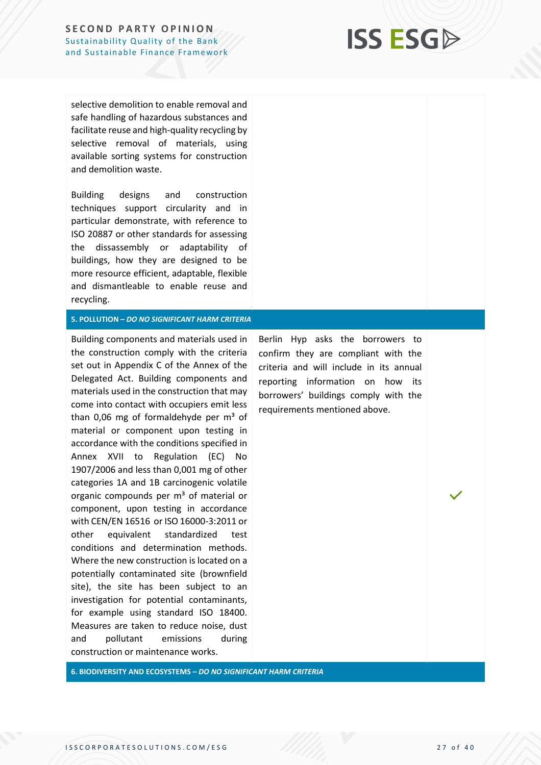| | | |
|---|---|---|
| selective demolition to enable removal and safe handling of hazardous substances and facilitate reuse and high-quality recycling by selective removal of materials, using available sorting systems for construction and demolition waste.<br><br>Building designs and construction techniques support circularity and in particular demonstrate, with reference to ISO 20887 or other standards for assessing the dissassembly or adaptability of buildings, how they are designed to be more resource efficient, adaptable, flexible and dismantleable to enable reuse and recycling. | | |
| **5. POLLUTION – *DO NO SIGNIFICANT HARM CRITERIA*** | | |
| Building components and materials used in the construction comply with the criteria set out in Appendix C of the Annex of the Delegated Act. Building components and materials used in the construction that may come into contact with occupiers emit less than 0,06 mg of formaldehyde per m³ of material or component upon testing in accordance with the conditions specified in Annex XVII to Regulation (EC) No 1907/2006 and less than 0,001 mg of other categories 1A and 1B carcinogenic volatile organic compounds per m³ of material or component, upon testing in accordance with CEN/EN 16516 or ISO 16000-3:2011 or other equivalent standardized test conditions and determination methods. Where the new construction is located on a potentially contaminated site (brownfield site), the site has been subject to an investigation for potential contaminants, for example using standard ISO 18400. Measures are taken to reduce noise, dust and pollutant emissions during construction or maintenance works. | Berlin Hyp asks the borrowers to confirm they are compliant with the criteria and will include in its annual reporting information on how its borrowers' buildings comply with the requirements mentioned above. | ✓ |
| **6. BIODIVERSITY AND ECOSYSTEMS – *DO NO SIGNIFICANT HARM CRITERIA*** | | |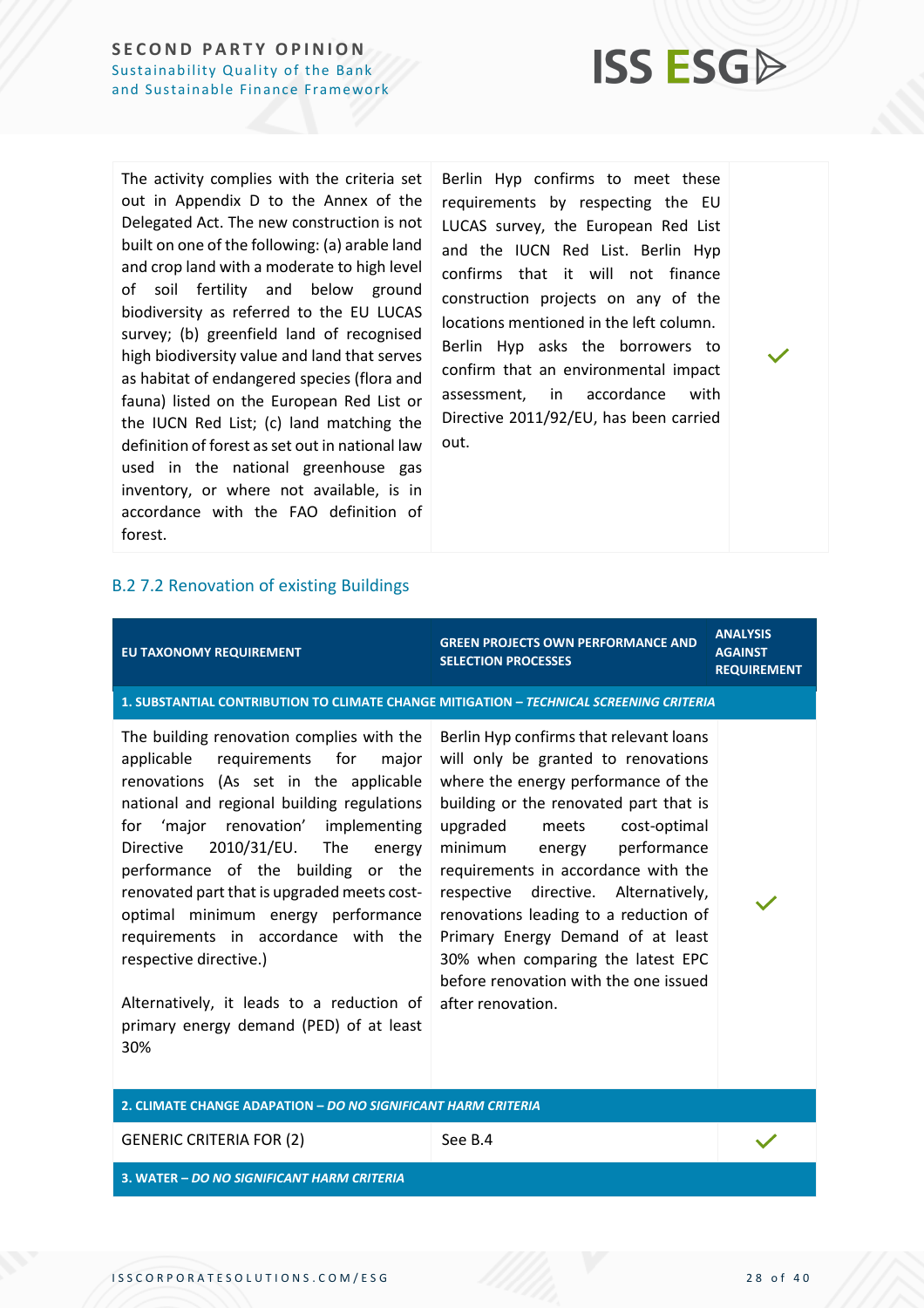| | | |
|---|---|---|
| The activity complies with the criteria set out in Appendix D to the Annex of the Delegated Act. The new construction is not built on one of the following: (a) arable land and crop land with a moderate to high level of soil fertility and below ground biodiversity as referred to the EU LUCAS survey; (b) greenfield land of recognised high biodiversity value and land that serves as habitat of endangered species (flora and fauna) listed on the European Red List or the IUCN Red List; (c) land matching the definition of forest as set out in national law used in the national greenhouse gas inventory, or where not available, is in accordance with the FAO definition of forest. | Berlin Hyp confirms to meet these requirements by respecting the EU LUCAS survey, the European Red List and the IUCN Red List. Berlin Hyp confirms that it will not finance construction projects on any of the locations mentioned in the left column. Berlin Hyp asks the borrowers to confirm that an environmental impact assessment, in accordance with Directive 2011/92/EU, has been carried out. | ✓ |

## B.2 7.2 Renovation of existing Buildings

| EU TAXONOMY REQUIREMENT | GREEN PROJECTS OWN PERFORMANCE AND SELECTION PROCESSES | ANALYSIS AGAINST REQUIREMENT |
|---|---|---|
| **1. SUBSTANTIAL CONTRIBUTION TO CLIMATE CHANGE MITIGATION – *TECHNICAL SCREENING CRITERIA*** | | |
| The building renovation complies with the applicable requirements for major renovations (As set in the applicable national and regional building regulations for 'major renovation' implementing Directive 2010/31/EU. The energy performance of the building or the renovated part that is upgraded meets cost-optimal minimum energy performance requirements in accordance with the respective directive.) <br><br> Alternatively, it leads to a reduction of primary energy demand (PED) of at least 30% | Berlin Hyp confirms that relevant loans will only be granted to renovations where the energy performance of the building or the renovated part that is upgraded meets cost-optimal minimum energy performance requirements in accordance with the respective directive. Alternatively, renovations leading to a reduction of Primary Energy Demand of at least 30% when comparing the latest EPC before renovation with the one issued after renovation. | ✓ |
| **2. CLIMATE CHANGE ADAPATION – *DO NO SIGNIFICANT HARM CRITERIA*** | | |
| GENERIC CRITERIA FOR (2) | See B.4 | ✓ |
| **3. WATER – *DO NO SIGNIFICANT HARM CRITERIA*** | | |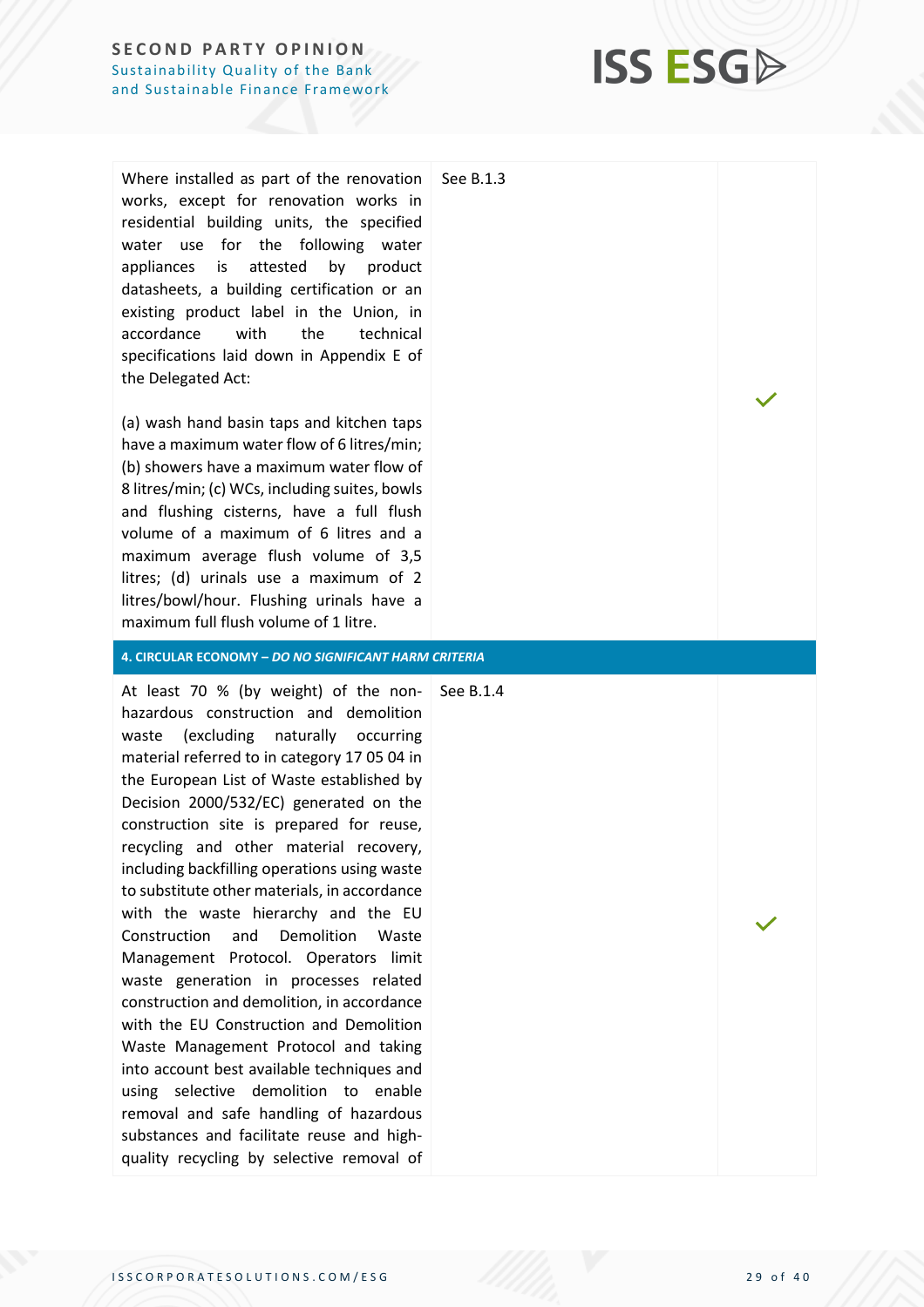| | | |
|---|---|---|
| Where installed as part of the renovation works, except for renovation works in residential building units, the specified water use for the following water appliances is attested by product datasheets, a building certification or an existing product label in the Union, in accordance with the technical specifications laid down in Appendix E of the Delegated Act:<br><br>(a) wash hand basin taps and kitchen taps have a maximum water flow of 6 litres/min; (b) showers have a maximum water flow of 8 litres/min; (c) WCs, including suites, bowls and flushing cisterns, have a full flush volume of a maximum of 6 litres and a maximum average flush volume of 3,5 litres; (d) urinals use a maximum of 2 litres/bowl/hour. Flushing urinals have a maximum full flush volume of 1 litre. | See B.1.3 | ✓ |
| **4. CIRCULAR ECONOMY – *DO NO SIGNIFICANT HARM CRITERIA*** | | |
| At least 70 % (by weight) of the non-hazardous construction and demolition waste (excluding naturally occurring material referred to in category 17 05 04 in the European List of Waste established by Decision 2000/532/EC) generated on the construction site is prepared for reuse, recycling and other material recovery, including backfilling operations using waste to substitute other materials, in accordance with the waste hierarchy and the EU Construction and Demolition Waste Management Protocol. Operators limit waste generation in processes related construction and demolition, in accordance with the EU Construction and Demolition Waste Management Protocol and taking into account best available techniques and using selective demolition to enable removal and safe handling of hazardous substances and facilitate reuse and high-quality recycling by selective removal of | See B.1.4 | ✓ |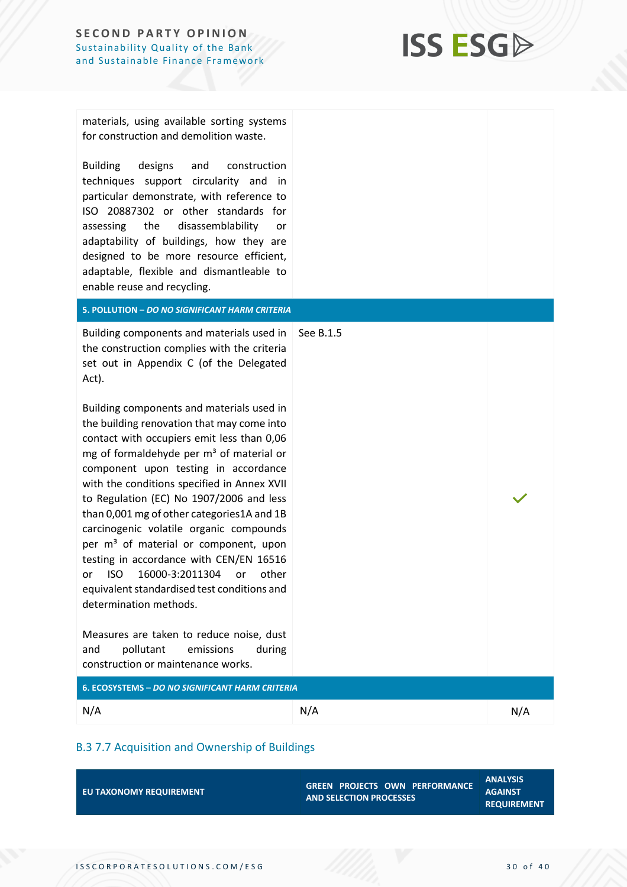| | | |
|---|---|---|
| materials, using available sorting systems for construction and demolition waste.<br><br>Building designs and construction techniques support circularity and in particular demonstrate, with reference to ISO 20887302 or other standards for assessing the disassemblability or adaptability of buildings, how they are designed to be more resource efficient, adaptable, flexible and dismantleable to enable reuse and recycling. | | |
| **5. POLLUTION – *DO NO SIGNIFICANT HARM CRITERIA*** | | |
| Building components and materials used in the construction complies with the criteria set out in Appendix C (of the Delegated Act).<br><br>Building components and materials used in the building renovation that may come into contact with occupiers emit less than 0,06 mg of formaldehyde per m³ of material or component upon testing in accordance with the conditions specified in Annex XVII to Regulation (EC) No 1907/2006 and less than 0,001 mg of other categories1A and 1B carcinogenic volatile organic compounds per m³ of material or component, upon testing in accordance with CEN/EN 16516 or ISO 16000-3:2011304 or other equivalent standardised test conditions and determination methods.<br><br>Measures are taken to reduce noise, dust and pollutant emissions during construction or maintenance works. | See B.1.5 | ✓ |
| **6. ECOSYSTEMS – *DO NO SIGNIFICANT HARM CRITERIA*** | | |
| N/A | N/A | N/A |

## B.3 7.7 Acquisition and Ownership of Buildings

| EU TAXONOMY REQUIREMENT | GREEN PROJECTS OWN PERFORMANCE AND SELECTION PROCESSES | ANALYSIS AGAINST REQUIREMENT |
|---|---|---|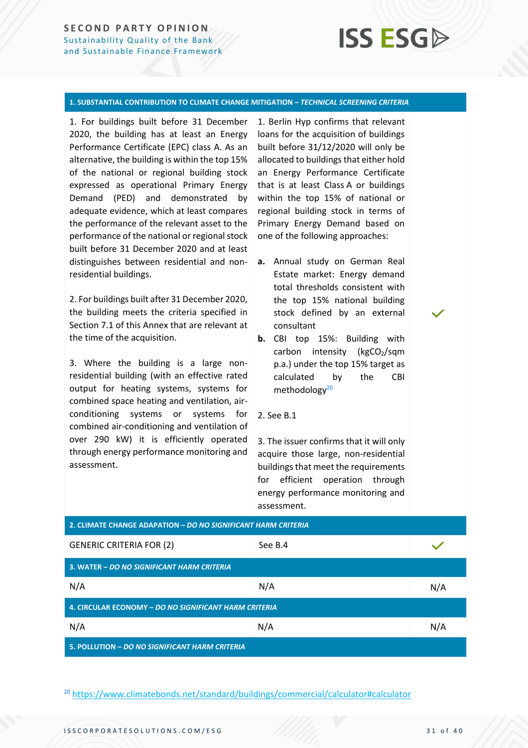| **1. SUBSTANTIAL CONTRIBUTION TO CLIMATE CHANGE MITIGATION – *TECHNICAL SCREENING CRITERIA*** | | |
|---|---|---|
| 1. For buildings built before 31 December 2020, the building has at least an Energy Performance Certificate (EPC) class A. As an alternative, the building is within the top 15% of the national or regional building stock expressed as operational Primary Energy Demand (PED) and demonstrated by adequate evidence, which at least compares the performance of the relevant asset to the performance of the national or regional stock built before 31 December 2020 and at least distinguishes between residential and non-residential buildings.<br><br>2. For buildings built after 31 December 2020, the building meets the criteria specified in Section 7.1 of this Annex that are relevant at the time of the acquisition.<br><br>3. Where the building is a large non-residential building (with an effective rated output for heating systems, systems for combined space heating and ventilation, air-conditioning systems or systems for combined air-conditioning and ventilation of over 290 kW) it is efficiently operated through energy performance monitoring and assessment. | 1. Berlin Hyp confirms that relevant loans for the acquisition of buildings built before 31/12/2020 will only be allocated to buildings that either hold an Energy Performance Certificate that is at least Class A or buildings within the top 15% of national or regional building stock in terms of Primary Energy Demand based on one of the following approaches:<br><br>**a.** Annual study on German Real Estate market: Energy demand total thresholds consistent with the top 15% national building stock defined by an external consultant<br>**b.** CBI top 15%: Building with carbon intensity ($kgCO_2$/sqm p.a.) under the top 15% target as calculated by the CBI methodology[20]<br><br>2. See B.1<br><br>3. The issuer confirms that it will only acquire those large, non-residential buildings that meet the requirements for efficient operation through energy performance monitoring and assessment. | ✓ |
| **2. CLIMATE CHANGE ADAPTATION – *DO NO SIGNIFICANT HARM CRITERIA*** | | |
| GENERIC CRITERIA FOR (2) | See B.4 | ✓ |
| **3. WATER – *DO NO SIGNIFICANT HARM CRITERIA*** | | |
| N/A | N/A | N/A |
| **4. CIRCULAR ECONOMY – *DO NO SIGNIFICANT HARM CRITERIA*** | | |
| N/A | N/A | N/A |
| **5. POLLUTION – *DO NO SIGNIFICANT HARM CRITERIA*** | | |

[20] https://www.climatebonds.net/standard/buildings/commercial/calculator#calculator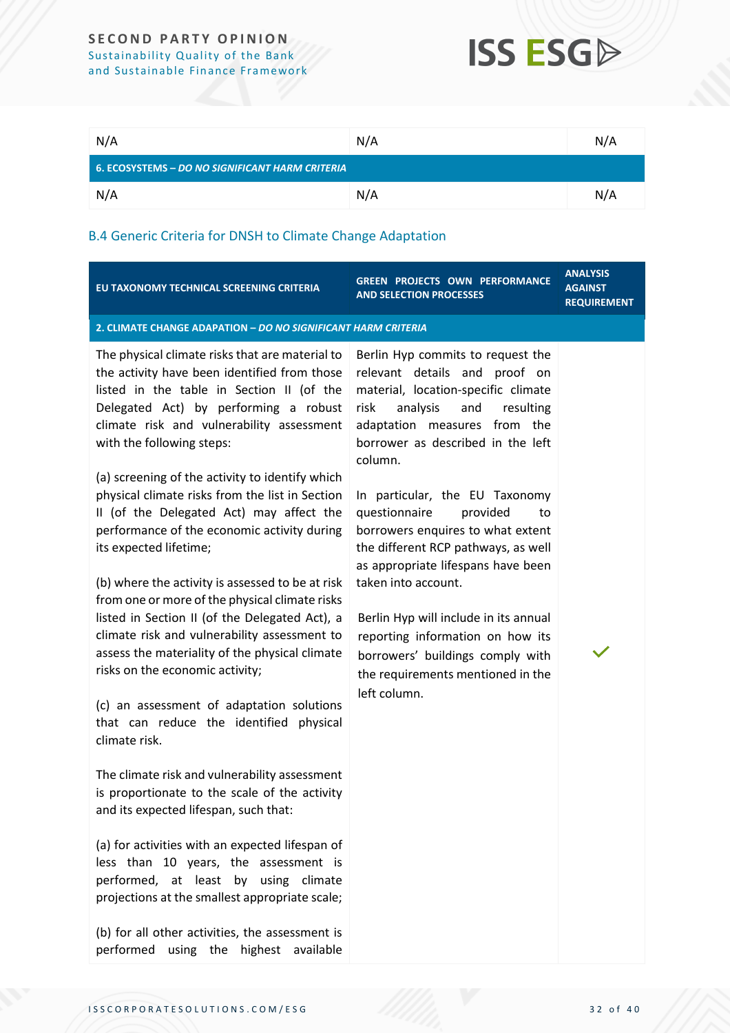| | | |
|---|---|---|
| N/A | N/A | N/A |
| **6. ECOSYSTEMS – *DO NO SIGNIFICANT HARM CRITERIA*** | | |
| N/A | N/A | N/A |

### B.4 Generic Criteria for DNSH to Climate Change Adaptation

| EU TAXONOMY TECHNICAL SCREENING CRITERIA | GREEN PROJECTS OWN PERFORMANCE AND SELECTION PROCESSES | ANALYSIS AGAINST REQUIREMENT |
|---|---|---|
| **2. CLIMATE CHANGE ADAPATION – *DO NO SIGNIFICANT HARM CRITERIA*** | | |
| The physical climate risks that are material to the activity have been identified from those listed in the table in Section II (of the Delegated Act) by performing a robust climate risk and vulnerability assessment with the following steps:<br><br>(a) screening of the activity to identify which physical climate risks from the list in Section II (of the Delegated Act) may affect the performance of the economic activity during its expected lifetime;<br><br>(b) where the activity is assessed to be at risk from one or more of the physical climate risks listed in Section II (of the Delegated Act), a climate risk and vulnerability assessment to assess the materiality of the physical climate risks on the economic activity;<br><br>(c) an assessment of adaptation solutions that can reduce the identified physical climate risk.<br><br>The climate risk and vulnerability assessment is proportionate to the scale of the activity and its expected lifespan, such that:<br><br>(a) for activities with an expected lifespan of less than 10 years, the assessment is performed, at least by using climate projections at the smallest appropriate scale;<br><br>(b) for all other activities, the assessment is performed using the highest available | Berlin Hyp commits to request the relevant details and proof on material, location-specific climate risk analysis and resulting adaptation measures from the borrower as described in the left column.<br><br>In particular, the EU Taxonomy questionnaire provided to borrowers enquires to what extent the different RCP pathways, as well as appropriate lifespans have been taken into account.<br><br>Berlin Hyp will include in its annual reporting information on how its borrowers' buildings comply with the requirements mentioned in the left column. | ✓ |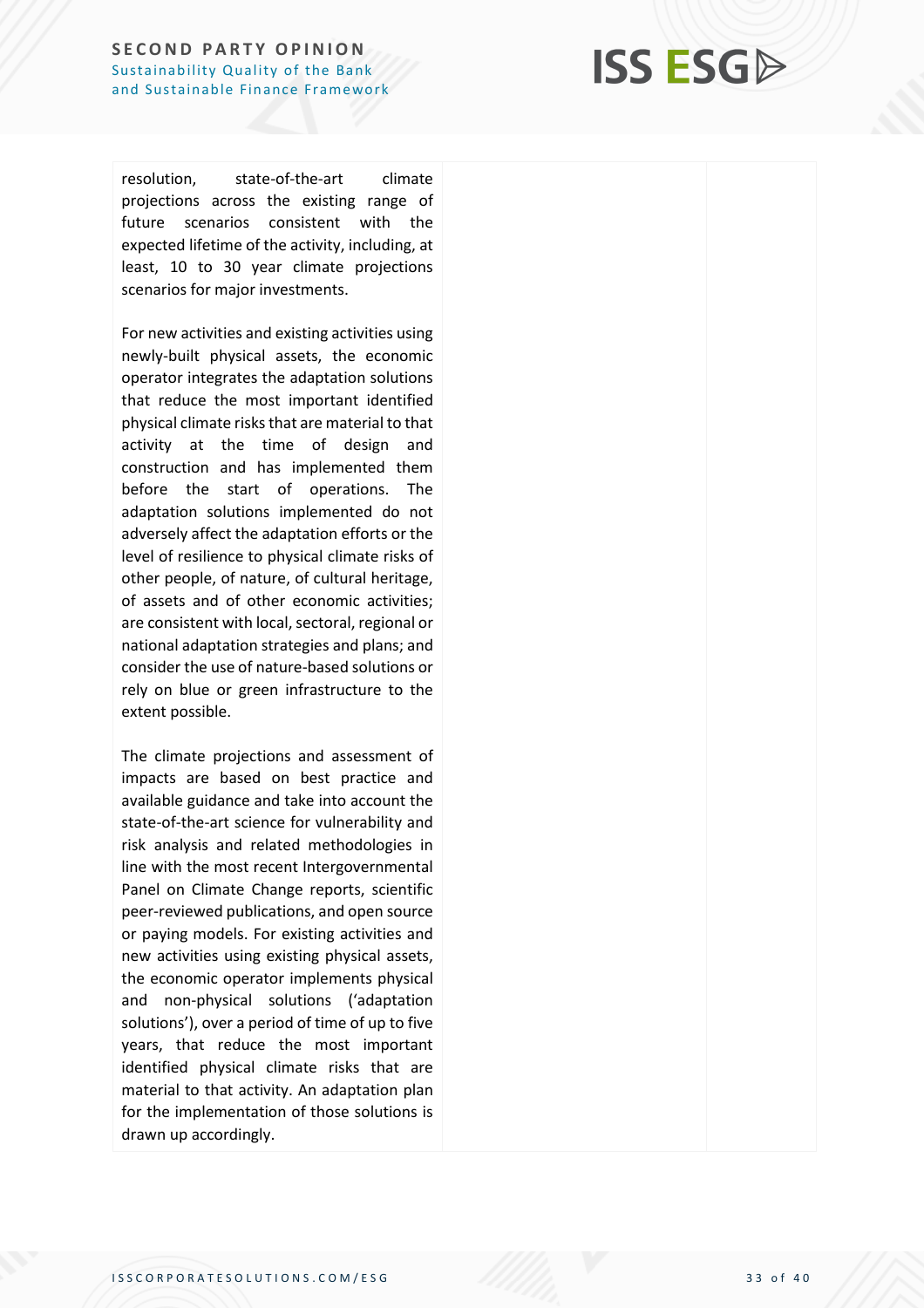| | | |
|---|---|---|
| resolution, state-of-the-art climate projections across the existing range of future scenarios consistent with the expected lifetime of the activity, including, at least, 10 to 30 year climate projections scenarios for major investments.<br><br>For new activities and existing activities using newly-built physical assets, the economic operator integrates the adaptation solutions that reduce the most important identified physical climate risks that are material to that activity at the time of design and construction and has implemented them before the start of operations. The adaptation solutions implemented do not adversely affect the adaptation efforts or the level of resilience to physical climate risks of other people, of nature, of cultural heritage, of assets and of other economic activities; are consistent with local, sectoral, regional or national adaptation strategies and plans; and consider the use of nature-based solutions or rely on blue or green infrastructure to the extent possible.<br><br>The climate projections and assessment of impacts are based on best practice and available guidance and take into account the state-of-the-art science for vulnerability and risk analysis and related methodologies in line with the most recent Intergovernmental Panel on Climate Change reports, scientific peer-reviewed publications, and open source or paying models. For existing activities and new activities using existing physical assets, the economic operator implements physical and non-physical solutions ('adaptation solutions'), over a period of time of up to five years, that reduce the most important identified physical climate risks that are material to that activity. An adaptation plan for the implementation of those solutions is drawn up accordingly. | | |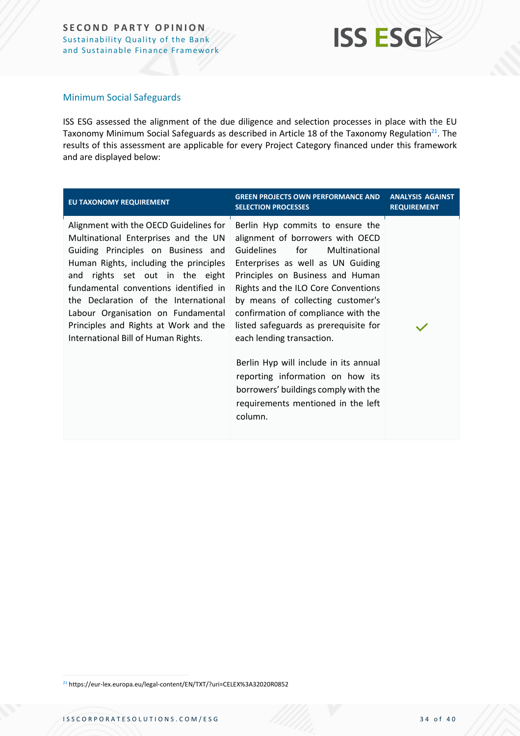## Minimum Social Safeguards

ISS ESG assessed the alignment of the due diligence and selection processes in place with the EU Taxonomy Minimum Social Safeguards as described in Article 18 of the Taxonomy Regulation[21]. The results of this assessment are applicable for every Project Category financed under this framework and are displayed below:

| EU TAXONOMY REQUIREMENT | GREEN PROJECTS OWN PERFORMANCE AND SELECTION PROCESSES | ANALYSIS AGAINST REQUIREMENT |
|---|---|---|
| Alignment with the OECD Guidelines for Multinational Enterprises and the UN Guiding Principles on Business and Human Rights, including the principles and rights set out in the eight fundamental conventions identified in the Declaration of the International Labour Organisation on Fundamental Principles and Rights at Work and the International Bill of Human Rights. | Berlin Hyp commits to ensure the alignment of borrowers with OECD Guidelines for Multinational Enterprises as well as UN Guiding Principles on Business and Human Rights and the ILO Core Conventions by means of collecting customer's confirmation of compliance with the listed safeguards as prerequisite for each lending transaction.<br><br>Berlin Hyp will include in its annual reporting information on how its borrowers' buildings comply with the requirements mentioned in the left column. | ✓ |

[21] https://eur-lex.europa.eu/legal-content/EN/TXT/?uri=CELEX%3A32020R0852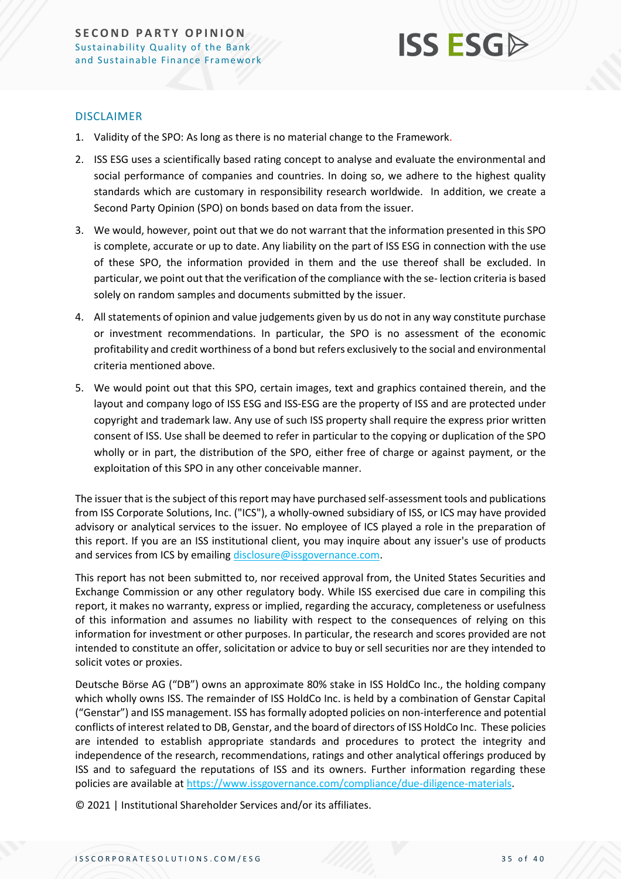## DISCLAIMER

1. Validity of the SPO: As long as there is no material change to the Framework.
2. ISS ESG uses a scientifically based rating concept to analyse and evaluate the environmental and social performance of companies and countries. In doing so, we adhere to the highest quality standards which are customary in responsibility research worldwide. In addition, we create a Second Party Opinion (SPO) on bonds based on data from the issuer.
3. We would, however, point out that we do not warrant that the information presented in this SPO is complete, accurate or up to date. Any liability on the part of ISS ESG in connection with the use of these SPO, the information provided in them and the use thereof shall be excluded. In particular, we point out that the verification of the compliance with the se- lection criteria is based solely on random samples and documents submitted by the issuer.
4. All statements of opinion and value judgements given by us do not in any way constitute purchase or investment recommendations. In particular, the SPO is no assessment of the economic profitability and credit worthiness of a bond but refers exclusively to the social and environmental criteria mentioned above.
5. We would point out that this SPO, certain images, text and graphics contained therein, and the layout and company logo of ISS ESG and ISS-ESG are the property of ISS and are protected under copyright and trademark law. Any use of such ISS property shall require the express prior written consent of ISS. Use shall be deemed to refer in particular to the copying or duplication of the SPO wholly or in part, the distribution of the SPO, either free of charge or against payment, or the exploitation of this SPO in any other conceivable manner.

The issuer that is the subject of this report may have purchased self-assessment tools and publications from ISS Corporate Solutions, Inc. ("ICS"), a wholly-owned subsidiary of ISS, or ICS may have provided advisory or analytical services to the issuer. No employee of ICS played a role in the preparation of this report. If you are an ISS institutional client, you may inquire about any issuer's use of products and services from ICS by emailing disclosure@issgovernance.com.

This report has not been submitted to, nor received approval from, the United States Securities and Exchange Commission or any other regulatory body. While ISS exercised due care in compiling this report, it makes no warranty, express or implied, regarding the accuracy, completeness or usefulness of this information and assumes no liability with respect to the consequences of relying on this information for investment or other purposes. In particular, the research and scores provided are not intended to constitute an offer, solicitation or advice to buy or sell securities nor are they intended to solicit votes or proxies.

Deutsche Börse AG ("DB") owns an approximate 80% stake in ISS HoldCo Inc., the holding company which wholly owns ISS. The remainder of ISS HoldCo Inc. is held by a combination of Genstar Capital ("Genstar") and ISS management. ISS has formally adopted policies on non-interference and potential conflicts of interest related to DB, Genstar, and the board of directors of ISS HoldCo Inc. These policies are intended to establish appropriate standards and procedures to protect the integrity and independence of the research, recommendations, ratings and other analytical offerings produced by ISS and to safeguard the reputations of ISS and its owners. Further information regarding these policies are available at https://www.issgovernance.com/compliance/due-diligence-materials.

© 2021 | Institutional Shareholder Services and/or its affiliates.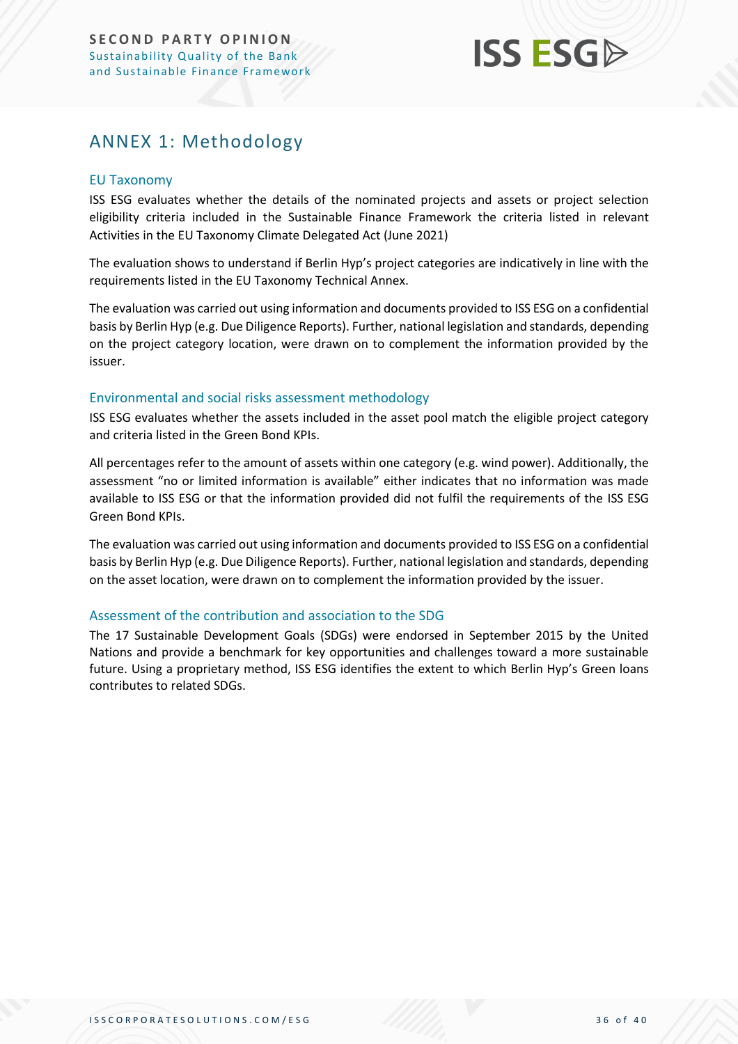# ANNEX 1: Methodology

## EU Taxonomy

ISS ESG evaluates whether the details of the nominated projects and assets or project selection eligibility criteria included in the Sustainable Finance Framework the criteria listed in relevant Activities in the EU Taxonomy Climate Delegated Act (June 2021)

The evaluation shows to understand if Berlin Hyp's project categories are indicatively in line with the requirements listed in the EU Taxonomy Technical Annex.

The evaluation was carried out using information and documents provided to ISS ESG on a confidential basis by Berlin Hyp (e.g. Due Diligence Reports). Further, national legislation and standards, depending on the project category location, were drawn on to complement the information provided by the issuer.

## Environmental and social risks assessment methodology

ISS ESG evaluates whether the assets included in the asset pool match the eligible project category and criteria listed in the Green Bond KPIs.

All percentages refer to the amount of assets within one category (e.g. wind power). Additionally, the assessment "no or limited information is available" either indicates that no information was made available to ISS ESG or that the information provided did not fulfil the requirements of the ISS ESG Green Bond KPIs.

The evaluation was carried out using information and documents provided to ISS ESG on a confidential basis by Berlin Hyp (e.g. Due Diligence Reports). Further, national legislation and standards, depending on the asset location, were drawn on to complement the information provided by the issuer.

## Assessment of the contribution and association to the SDG

The 17 Sustainable Development Goals (SDGs) were endorsed in September 2015 by the United Nations and provide a benchmark for key opportunities and challenges toward a more sustainable future. Using a proprietary method, ISS ESG identifies the extent to which Berlin Hyp's Green loans contributes to related SDGs.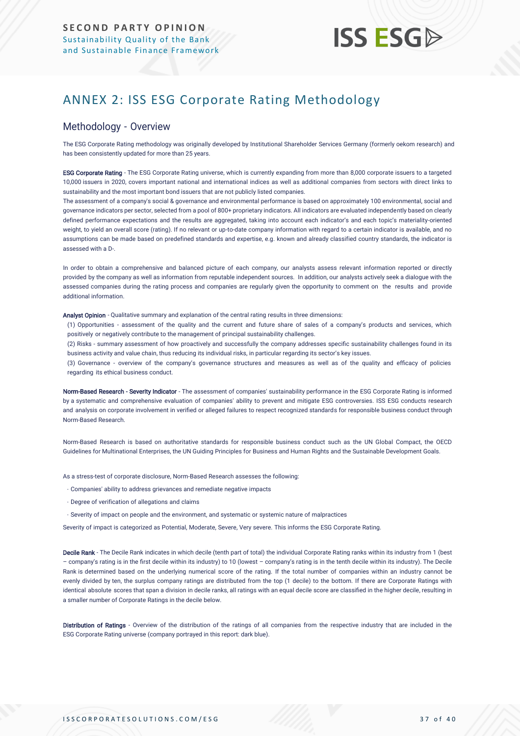# ANNEX 2: ISS ESG Corporate Rating Methodology

## Methodology - Overview

The ESG Corporate Rating methodology was originally developed by Institutional Shareholder Services Germany (formerly oekom research) and has been consistently updated for more than 25 years.

**ESG Corporate Rating** - The ESG Corporate Rating universe, which is currently expanding from more than 8,000 corporate issuers to a targeted 10,000 issuers in 2020, covers important national and international indices as well as additional companies from sectors with direct links to sustainability and the most important bond issuers that are not publicly listed companies.

The assessment of a company's social & governance and environmental performance is based on approximately 100 environmental, social and governance indicators per sector, selected from a pool of 800+ proprietary indicators. All indicators are evaluated independently based on clearly defined performance expectations and the results are aggregated, taking into account each indicator's and each topic's materiality-oriented weight, to yield an overall score (rating). If no relevant or up-to-date company information with regard to a certain indicator is available, and no assumptions can be made based on predefined standards and expertise, e.g. known and already classified country standards, the indicator is assessed with a D-.

In order to obtain a comprehensive and balanced picture of each company, our analysts assess relevant information reported or directly provided by the company as well as information from reputable independent sources. In addition, our analysts actively seek a dialogue with the assessed companies during the rating process and companies are regularly given the opportunity to comment on the results and provide additional information.

**Analyst Opinion** - Qualitative summary and explanation of the central rating results in three dimensions:

(1) Opportunities - assessment of the quality and the current and future share of sales of a company's products and services, which positively or negatively contribute to the management of principal sustainability challenges.

(2) Risks - summary assessment of how proactively and successfully the company addresses specific sustainability challenges found in its business activity and value chain, thus reducing its individual risks, in particular regarding its sector's key issues.

(3) Governance - overview of the company's governance structures and measures as well as of the quality and efficacy of policies regarding its ethical business conduct.

**Norm-Based Research - Severity Indicator** - The assessment of companies' sustainability performance in the ESG Corporate Rating is informed by a systematic and comprehensive evaluation of companies' ability to prevent and mitigate ESG controversies. ISS ESG conducts research and analysis on corporate involvement in verified or alleged failures to respect recognized standards for responsible business conduct through Norm-Based Research.

Norm-Based Research is based on authoritative standards for responsible business conduct such as the UN Global Compact, the OECD Guidelines for Multinational Enterprises, the UN Guiding Principles for Business and Human Rights and the Sustainable Development Goals.

As a stress-test of corporate disclosure, Norm-Based Research assesses the following:

- Companies' ability to address grievances and remediate negative impacts
- Degree of verification of allegations and claims
- Severity of impact on people and the environment, and systematic or systemic nature of malpractices

Severity of impact is categorized as Potential, Moderate, Severe, Very severe. This informs the ESG Corporate Rating.

**Decile Rank** - The Decile Rank indicates in which decile (tenth part of total) the individual Corporate Rating ranks within its industry from 1 (best – company's rating is in the first decile within its industry) to 10 (lowest – company's rating is in the tenth decile within its industry). The Decile Rank is determined based on the underlying numerical score of the rating. If the total number of companies within an industry cannot be evenly divided by ten, the surplus company ratings are distributed from the top (1 decile) to the bottom. If there are Corporate Ratings with identical absolute scores that span a division in decile ranks, all ratings with an equal decile score are classified in the higher decile, resulting in a smaller number of Corporate Ratings in the decile below.

**Distribution of Ratings** - Overview of the distribution of the ratings of all companies from the respective industry that are included in the ESG Corporate Rating universe (company portrayed in this report: dark blue).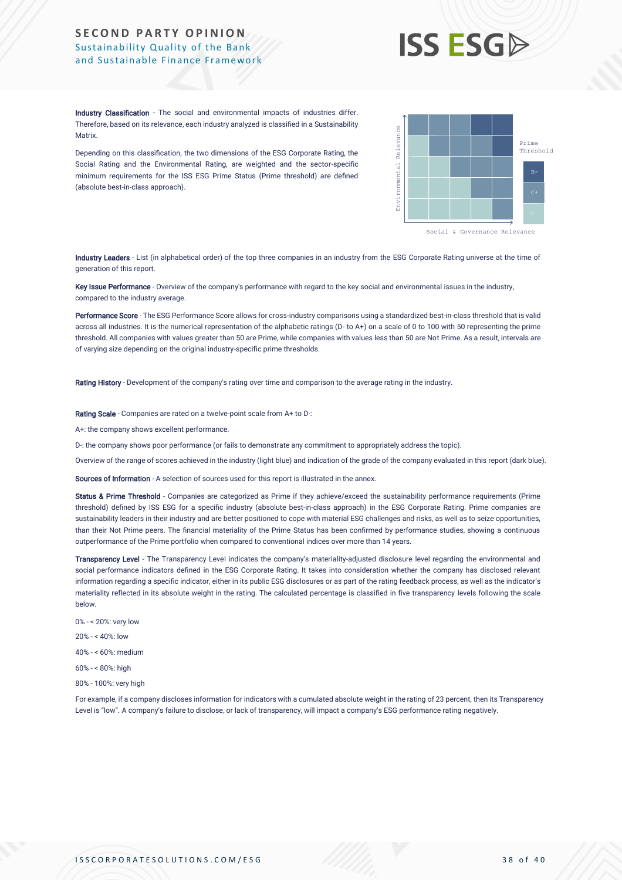**Industry Classification** - The social and environmental impacts of industries differ. Therefore, based on its relevance, each industry analyzed is classified in a Sustainability Matrix.

Depending on this classification, the two dimensions of the ESG Corporate Rating, the Social Rating and the Environmental Rating, are weighted and the sector-specific minimum requirements for the ISS ESG Prime Status (Prime threshold) are defined (absolute best-in-class approach).

**Industry Leaders** - List (in alphabetical order) of the top three companies in an industry from the ESG Corporate Rating universe at the time of generation of this report.

**Key Issue Performance** - Overview of the company's performance with regard to the key social and environmental issues in the industry, compared to the industry average.

**Performance Score** - The ESG Performance Score allows for cross-industry comparisons using a standardized best-in-class threshold that is valid across all industries. It is the numerical representation of the alphabetic ratings (D- to A+) on a scale of 0 to 100 with 50 representing the prime threshold. All companies with values greater than 50 are Prime, while companies with values less than 50 are Not Prime. As a result, intervals are of varying size depending on the original industry-specific prime thresholds.

**Rating History** - Development of the company's rating over time and comparison to the average rating in the industry.

**Rating Scale** - Companies are rated on a twelve-point scale from A+ to D-:

A+: the company shows excellent performance.

D-: the company shows poor performance (or fails to demonstrate any commitment to appropriately address the topic).

Overview of the range of scores achieved in the industry (light blue) and indication of the grade of the company evaluated in this report (dark blue).

**Sources of Information** - A selection of sources used for this report is illustrated in the annex.

**Status & Prime Threshold** - Companies are categorized as Prime if they achieve/exceed the sustainability performance requirements (Prime threshold) defined by ISS ESG for a specific industry (absolute best-in-class approach) in the ESG Corporate Rating. Prime companies are sustainability leaders in their industry and are better positioned to cope with material ESG challenges and risks, as well as to seize opportunities, than their Not Prime peers. The financial materiality of the Prime Status has been confirmed by performance studies, showing a continuous outperformance of the Prime portfolio when compared to conventional indices over more than 14 years.

**Transparency Level** - The Transparency Level indicates the company's materiality-adjusted disclosure level regarding the environmental and social performance indicators defined in the ESG Corporate Rating. It takes into consideration whether the company has disclosed relevant information regarding a specific indicator, either in its public ESG disclosures or as part of the rating feedback process, as well as the indicator's materiality reflected in its absolute weight in the rating. The calculated percentage is classified in five transparency levels following the scale below.

0% - < 20%: very low

20% - < 40%: low

40% - < 60%: medium

60% - < 80%: high

80% - 100%: very high

For example, if a company discloses information for indicators with a cumulated absolute weight in the rating of 23 percent, then its Transparency Level is "low". A company's failure to disclose, or lack of transparency, will impact a company's ESG performance rating negatively.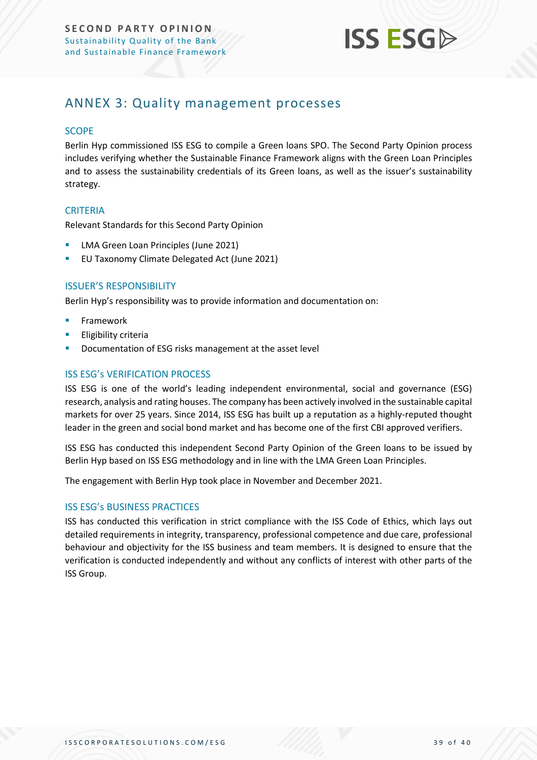## ANNEX 3: Quality management processes

### SCOPE

Berlin Hyp commissioned ISS ESG to compile a Green loans SPO. The Second Party Opinion process includes verifying whether the Sustainable Finance Framework aligns with the Green Loan Principles and to assess the sustainability credentials of its Green loans, as well as the issuer's sustainability strategy.

### CRITERIA

Relevant Standards for this Second Party Opinion

- LMA Green Loan Principles (June 2021)
- EU Taxonomy Climate Delegated Act (June 2021)

### ISSUER'S RESPONSIBILITY

Berlin Hyp's responsibility was to provide information and documentation on:

- Framework
- Eligibility criteria
- Documentation of ESG risks management at the asset level

### ISS ESG's VERIFICATION PROCESS

ISS ESG is one of the world's leading independent environmental, social and governance (ESG) research, analysis and rating houses. The company has been actively involved in the sustainable capital markets for over 25 years. Since 2014, ISS ESG has built up a reputation as a highly-reputed thought leader in the green and social bond market and has become one of the first CBI approved verifiers.

ISS ESG has conducted this independent Second Party Opinion of the Green loans to be issued by Berlin Hyp based on ISS ESG methodology and in line with the LMA Green Loan Principles.

The engagement with Berlin Hyp took place in November and December 2021.

### ISS ESG's BUSINESS PRACTICES

ISS has conducted this verification in strict compliance with the ISS Code of Ethics, which lays out detailed requirements in integrity, transparency, professional competence and due care, professional behaviour and objectivity for the ISS business and team members. It is designed to ensure that the verification is conducted independently and without any conflicts of interest with other parts of the ISS Group.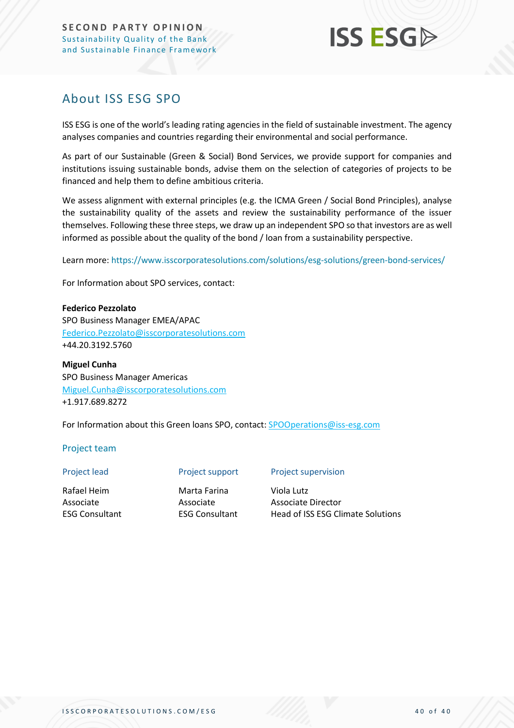## About ISS ESG SPO

ISS ESG is one of the world's leading rating agencies in the field of sustainable investment. The agency analyses companies and countries regarding their environmental and social performance.

As part of our Sustainable (Green & Social) Bond Services, we provide support for companies and institutions issuing sustainable bonds, advise them on the selection of categories of projects to be financed and help them to define ambitious criteria.

We assess alignment with external principles (e.g. the ICMA Green / Social Bond Principles), analyse the sustainability quality of the assets and review the sustainability performance of the issuer themselves. Following these three steps, we draw up an independent SPO so that investors are as well informed as possible about the quality of the bond / loan from a sustainability perspective.

Learn more: https://www.isscorporatesolutions.com/solutions/esg-solutions/green-bond-services/

For Information about SPO services, contact:

**Federico Pezzolato**
SPO Business Manager EMEA/APAC
Federico.Pezzolato@isscorporatesolutions.com
+44.20.3192.5760

**Miguel Cunha**
SPO Business Manager Americas
Miguel.Cunha@isscorporatesolutions.com
+1.917.689.8272

For Information about this Green loans SPO, contact: SPOOperations@iss-esg.com

### Project team

| Project lead | Project support | Project supervision |
|---|---|---|
| Rafael Heim<br>Associate<br>ESG Consultant | Marta Farina<br>Associate<br>ESG Consultant | Viola Lutz<br>Associate Director<br>Head of ISS ESG Climate Solutions |